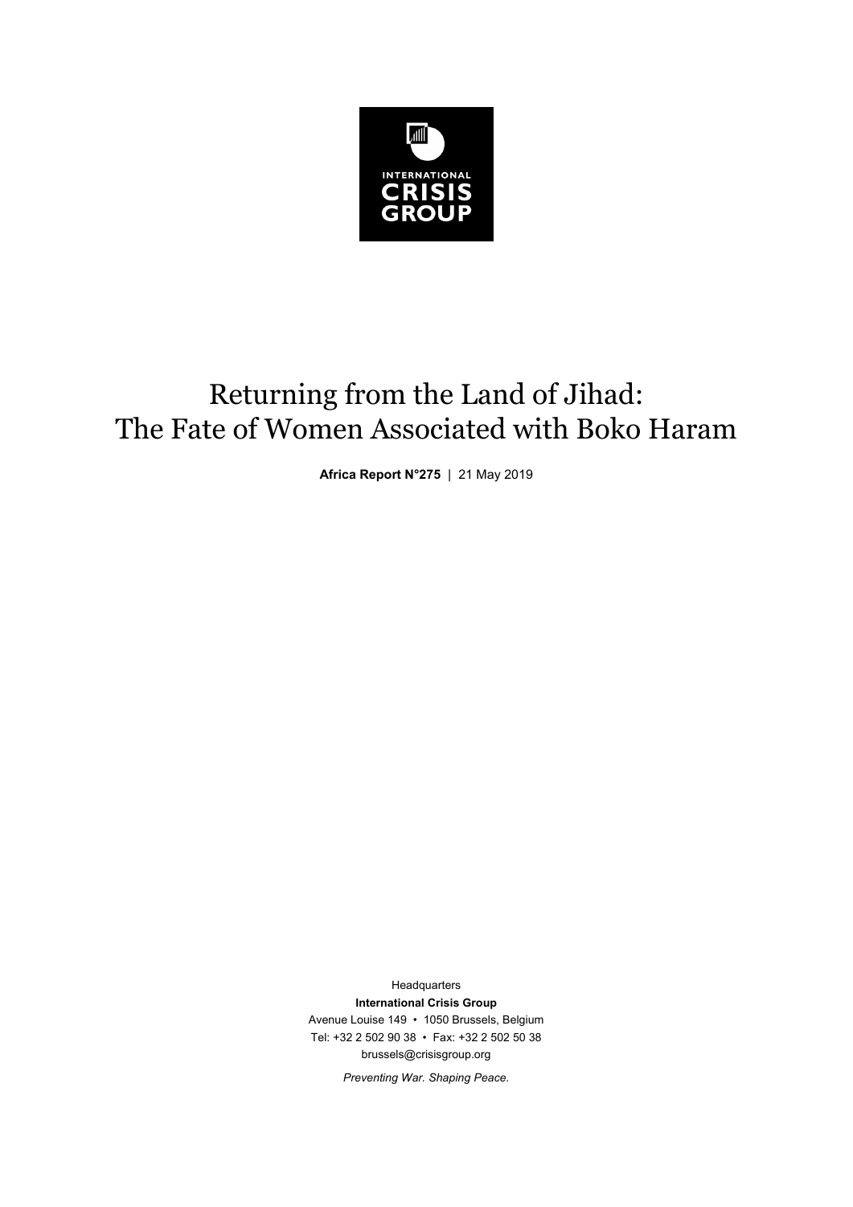INTERNATIONAL CRISIS GROUP

# Returning from the Land of Jihad: The Fate of Women Associated with Boko Haram

**Africa Report N°275** | 21 May 2019

Headquarters
**International Crisis Group**
Avenue Louise 149 • 1050 Brussels, Belgium
Tel: +32 2 502 90 38 • Fax: +32 2 502 50 38
brussels@crisisgroup.org

*Preventing War. Shaping Peace.*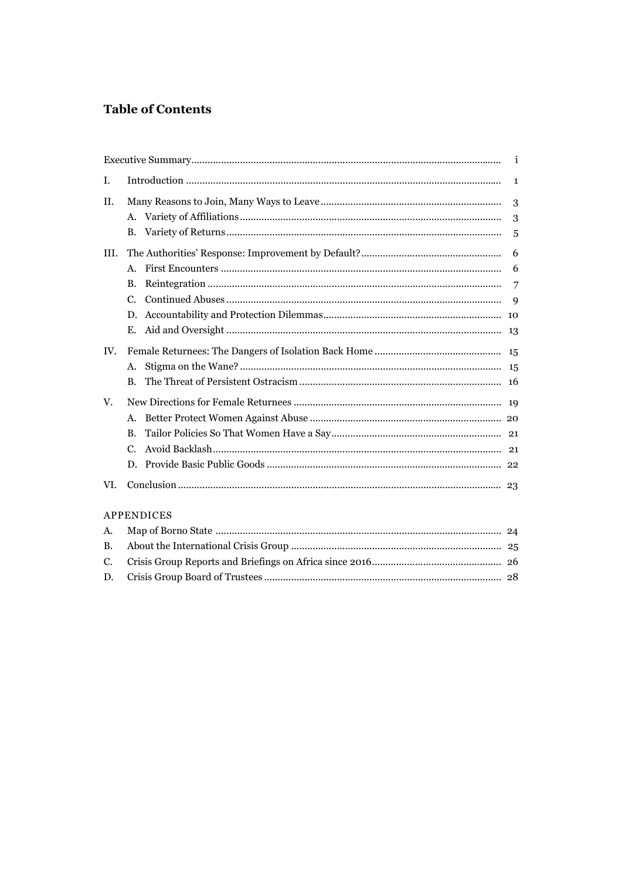## Table of Contents

| | | |
|---|---|---|
| Executive Summary | | i |
| I. | Introduction | 1 |
| II. | Many Reasons to Join, Many Ways to Leave | 3 |
| | A. Variety of Affiliations | 3 |
| | B. Variety of Returns | 5 |
| III. | The Authorities' Response: Improvement by Default? | 6 |
| | A. First Encounters | 6 |
| | B. Reintegration | 7 |
| | C. Continued Abuses | 9 |
| | D. Accountability and Protection Dilemmas | 10 |
| | E. Aid and Oversight | 13 |
| IV. | Female Returnees: The Dangers of Isolation Back Home | 15 |
| | A. Stigma on the Wane? | 15 |
| | B. The Threat of Persistent Ostracism | 16 |
| V. | New Directions for Female Returnees | 19 |
| | A. Better Protect Women Against Abuse | 20 |
| | B. Tailor Policies So That Women Have a Say | 21 |
| | C. Avoid Backlash | 21 |
| | D. Provide Basic Public Goods | 22 |
| VI. | Conclusion | 23 |

APPENDICES

| | | |
|---|---|---|
| A. | Map of Borno State | 24 |
| B. | About the International Crisis Group | 25 |
| C. | Crisis Group Reports and Briefings on Africa since 2016 | 26 |
| D. | Crisis Group Board of Trustees | 28 |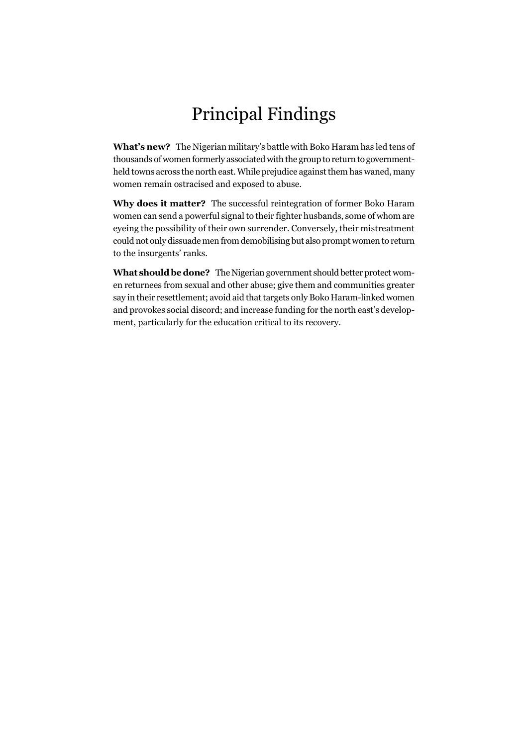# Principal Findings

**What's new?** The Nigerian military's battle with Boko Haram has led tens of thousands of women formerly associated with the group to return to government-held towns across the north east. While prejudice against them has waned, many women remain ostracised and exposed to abuse.

**Why does it matter?** The successful reintegration of former Boko Haram women can send a powerful signal to their fighter husbands, some of whom are eyeing the possibility of their own surrender. Conversely, their mistreatment could not only dissuade men from demobilising but also prompt women to return to the insurgents' ranks.

**What should be done?** The Nigerian government should better protect women returnees from sexual and other abuse; give them and communities greater say in their resettlement; avoid aid that targets only Boko Haram-linked women and provokes social discord; and increase funding for the north east's development, particularly for the education critical to its recovery.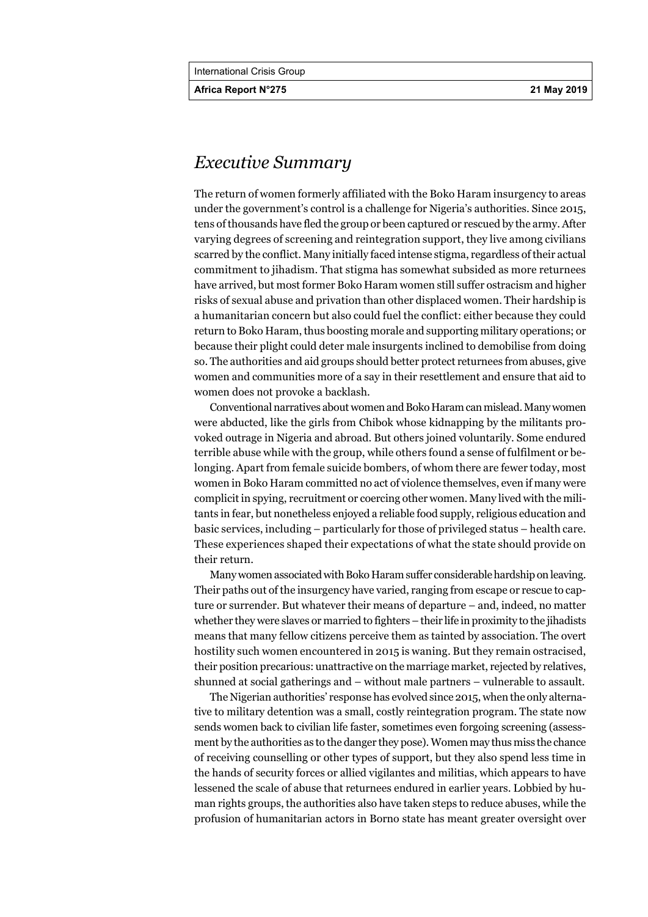## *Executive Summary*

The return of women formerly affiliated with the Boko Haram insurgency to areas under the government's control is a challenge for Nigeria's authorities. Since 2015, tens of thousands have fled the group or been captured or rescued by the army. After varying degrees of screening and reintegration support, they live among civilians scarred by the conflict. Many initially faced intense stigma, regardless of their actual commitment to jihadism. That stigma has somewhat subsided as more returnees have arrived, but most former Boko Haram women still suffer ostracism and higher risks of sexual abuse and privation than other displaced women. Their hardship is a humanitarian concern but also could fuel the conflict: either because they could return to Boko Haram, thus boosting morale and supporting military operations; or because their plight could deter male insurgents inclined to demobilise from doing so. The authorities and aid groups should better protect returnees from abuses, give women and communities more of a say in their resettlement and ensure that aid to women does not provoke a backlash.

Conventional narratives about women and Boko Haram can mislead. Many women were abducted, like the girls from Chibok whose kidnapping by the militants provoked outrage in Nigeria and abroad. But others joined voluntarily. Some endured terrible abuse while with the group, while others found a sense of fulfilment or belonging. Apart from female suicide bombers, of whom there are fewer today, most women in Boko Haram committed no act of violence themselves, even if many were complicit in spying, recruitment or coercing other women. Many lived with the militants in fear, but nonetheless enjoyed a reliable food supply, religious education and basic services, including – particularly for those of privileged status – health care. These experiences shaped their expectations of what the state should provide on their return.

Many women associated with Boko Haram suffer considerable hardship on leaving. Their paths out of the insurgency have varied, ranging from escape or rescue to capture or surrender. But whatever their means of departure – and, indeed, no matter whether they were slaves or married to fighters – their life in proximity to the jihadists means that many fellow citizens perceive them as tainted by association. The overt hostility such women encountered in 2015 is waning. But they remain ostracised, their position precarious: unattractive on the marriage market, rejected by relatives, shunned at social gatherings and – without male partners – vulnerable to assault.

The Nigerian authorities' response has evolved since 2015, when the only alternative to military detention was a small, costly reintegration program. The state now sends women back to civilian life faster, sometimes even forgoing screening (assessment by the authorities as to the danger they pose). Women may thus miss the chance of receiving counselling or other types of support, but they also spend less time in the hands of security forces or allied vigilantes and militias, which appears to have lessened the scale of abuse that returnees endured in earlier years. Lobbied by human rights groups, the authorities also have taken steps to reduce abuses, while the profusion of humanitarian actors in Borno state has meant greater oversight over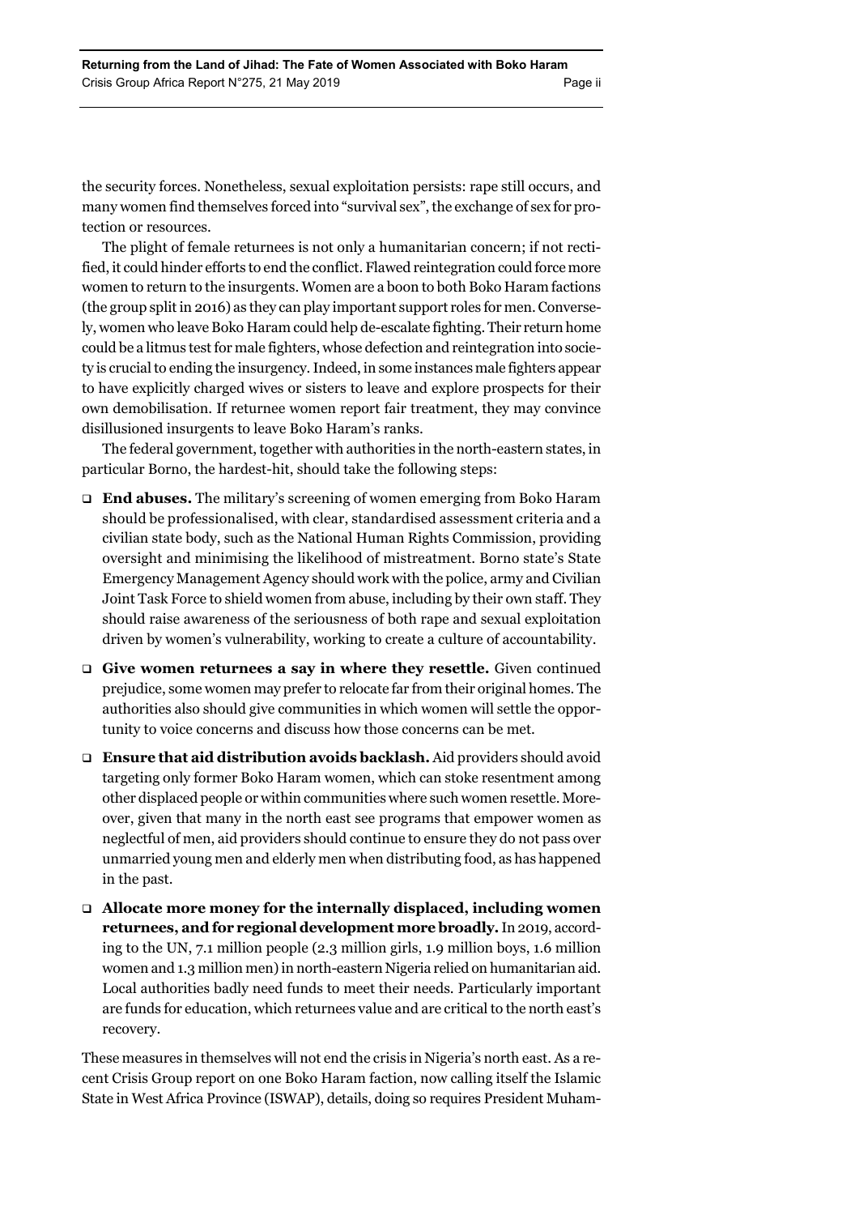the security forces. Nonetheless, sexual exploitation persists: rape still occurs, and many women find themselves forced into "survival sex", the exchange of sex for protection or resources.

The plight of female returnees is not only a humanitarian concern; if not rectified, it could hinder efforts to end the conflict. Flawed reintegration could force more women to return to the insurgents. Women are a boon to both Boko Haram factions (the group split in 2016) as they can play important support roles for men. Conversely, women who leave Boko Haram could help de-escalate fighting. Their return home could be a litmus test for male fighters, whose defection and reintegration into society is crucial to ending the insurgency. Indeed, in some instances male fighters appear to have explicitly charged wives or sisters to leave and explore prospects for their own demobilisation. If returnee women report fair treatment, they may convince disillusioned insurgents to leave Boko Haram's ranks.

The federal government, together with authorities in the north-eastern states, in particular Borno, the hardest-hit, should take the following steps:

- **End abuses.** The military's screening of women emerging from Boko Haram should be professionalised, with clear, standardised assessment criteria and a civilian state body, such as the National Human Rights Commission, providing oversight and minimising the likelihood of mistreatment. Borno state's State Emergency Management Agency should work with the police, army and Civilian Joint Task Force to shield women from abuse, including by their own staff. They should raise awareness of the seriousness of both rape and sexual exploitation driven by women's vulnerability, working to create a culture of accountability.
- **Give women returnees a say in where they resettle.** Given continued prejudice, some women may prefer to relocate far from their original homes. The authorities also should give communities in which women will settle the opportunity to voice concerns and discuss how those concerns can be met.
- **Ensure that aid distribution avoids backlash.** Aid providers should avoid targeting only former Boko Haram women, which can stoke resentment among other displaced people or within communities where such women resettle. Moreover, given that many in the north east see programs that empower women as neglectful of men, aid providers should continue to ensure they do not pass over unmarried young men and elderly men when distributing food, as has happened in the past.
- **Allocate more money for the internally displaced, including women returnees, and for regional development more broadly.** In 2019, according to the UN, 7.1 million people (2.3 million girls, 1.9 million boys, 1.6 million women and 1.3 million men) in north-eastern Nigeria relied on humanitarian aid. Local authorities badly need funds to meet their needs. Particularly important are funds for education, which returnees value and are critical to the north east's recovery.

These measures in themselves will not end the crisis in Nigeria's north east. As a recent Crisis Group report on one Boko Haram faction, now calling itself the Islamic State in West Africa Province (ISWAP), details, doing so requires President Muham-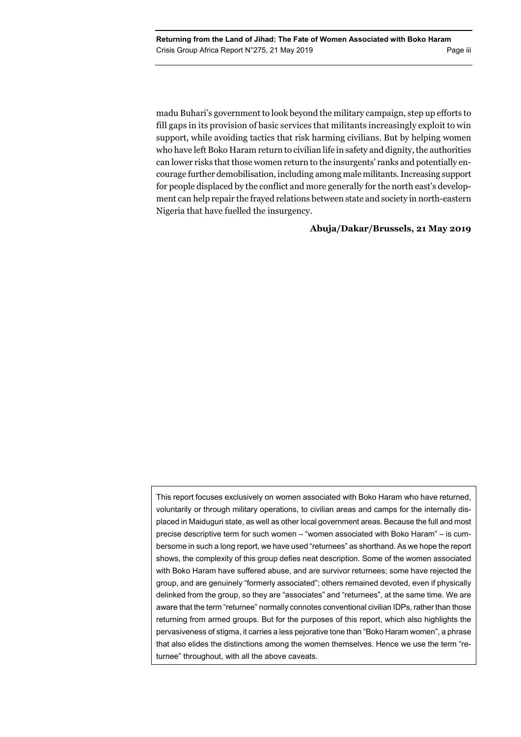madu Buhari's government to look beyond the military campaign, step up efforts to fill gaps in its provision of basic services that militants increasingly exploit to win support, while avoiding tactics that risk harming civilians. But by helping women who have left Boko Haram return to civilian life in safety and dignity, the authorities can lower risks that those women return to the insurgents' ranks and potentially encourage further demobilisation, including among male militants. Increasing support for people displaced by the conflict and more generally for the north east's development can help repair the frayed relations between state and society in north-eastern Nigeria that have fuelled the insurgency.

**Abuja/Dakar/Brussels, 21 May 2019**

---

This report focuses exclusively on women associated with Boko Haram who have returned, voluntarily or through military operations, to civilian areas and camps for the internally displaced in Maiduguri state, as well as other local government areas. Because the full and most precise descriptive term for such women – "women associated with Boko Haram" – is cumbersome in such a long report, we have used "returnees" as shorthand. As we hope the report shows, the complexity of this group defies neat description. Some of the women associated with Boko Haram have suffered abuse, and are survivor returnees; some have rejected the group, and are genuinely "formerly associated"; others remained devoted, even if physically delinked from the group, so they are "associates" and "returnees", at the same time. We are aware that the term "returnee" normally connotes conventional civilian IDPs, rather than those returning from armed groups. But for the purposes of this report, which also highlights the pervasiveness of stigma, it carries a less pejorative tone than "Boko Haram women", a phrase that also elides the distinctions among the women themselves. Hence we use the term "returnee" throughout, with all the above caveats.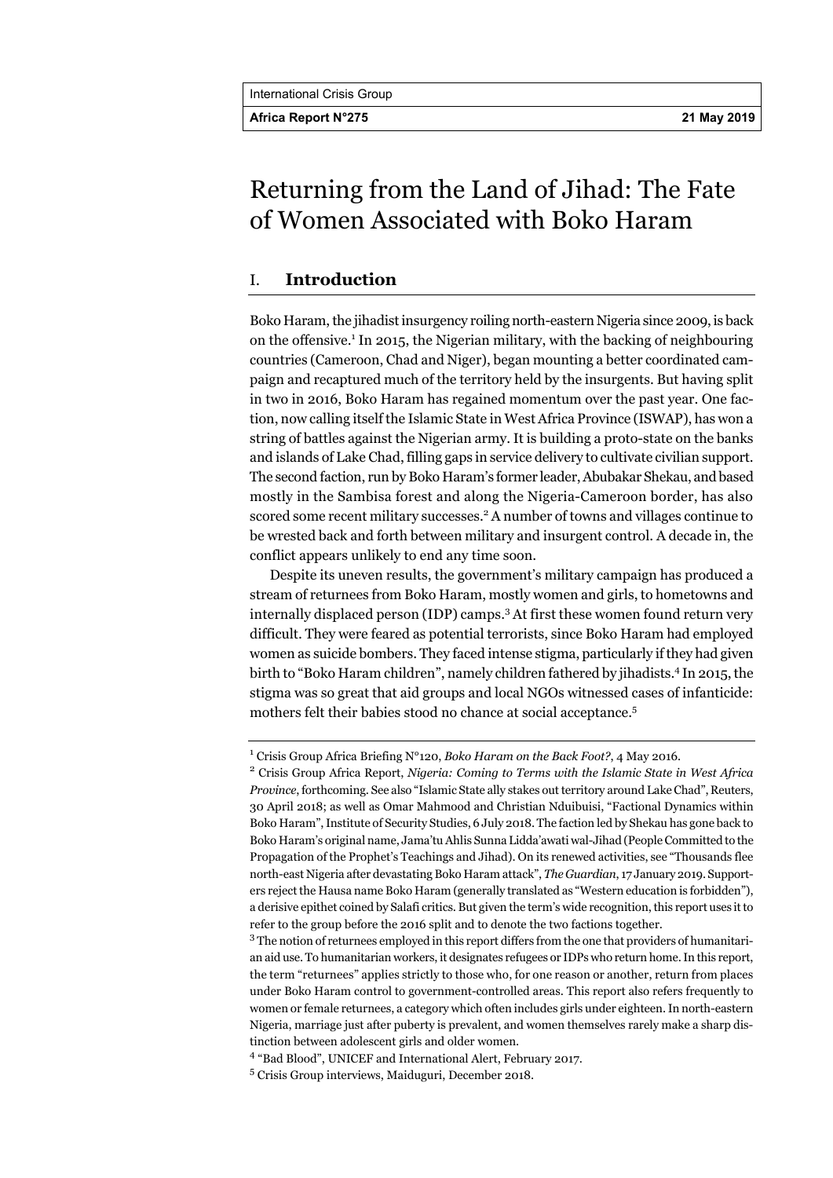# Returning from the Land of Jihad: The Fate of Women Associated with Boko Haram

## I. Introduction

Boko Haram, the jihadist insurgency roiling north-eastern Nigeria since 2009, is back on the offensive.[1] In 2015, the Nigerian military, with the backing of neighbouring countries (Cameroon, Chad and Niger), began mounting a better coordinated campaign and recaptured much of the territory held by the insurgents. But having split in two in 2016, Boko Haram has regained momentum over the past year. One faction, now calling itself the Islamic State in West Africa Province (ISWAP), has won a string of battles against the Nigerian army. It is building a proto-state on the banks and islands of Lake Chad, filling gaps in service delivery to cultivate civilian support. The second faction, run by Boko Haram's former leader, Abubakar Shekau, and based mostly in the Sambisa forest and along the Nigeria-Cameroon border, has also scored some recent military successes.[2] A number of towns and villages continue to be wrested back and forth between military and insurgent control. A decade in, the conflict appears unlikely to end any time soon.

Despite its uneven results, the government's military campaign has produced a stream of returnees from Boko Haram, mostly women and girls, to hometowns and internally displaced person (IDP) camps.[3] At first these women found return very difficult. They were feared as potential terrorists, since Boko Haram had employed women as suicide bombers. They faced intense stigma, particularly if they had given birth to "Boko Haram children", namely children fathered by jihadists.[4] In 2015, the stigma was so great that aid groups and local NGOs witnessed cases of infanticide: mothers felt their babies stood no chance at social acceptance.[5]

---

[1] Crisis Group Africa Briefing N°120, *Boko Haram on the Back Foot?*, 4 May 2016.

[2] Crisis Group Africa Report, *Nigeria: Coming to Terms with the Islamic State in West Africa Province*, forthcoming. See also "Islamic State ally stakes out territory around Lake Chad", Reuters, 30 April 2018; as well as Omar Mahmood and Christian Nduibuisi, "Factional Dynamics within Boko Haram", Institute of Security Studies, 6 July 2018. The faction led by Shekau has gone back to Boko Haram's original name, Jama'tu Ahlis Sunna Lidda'awati wal-Jihad (People Committed to the Propagation of the Prophet's Teachings and Jihad). On its renewed activities, see "Thousands flee north-east Nigeria after devastating Boko Haram attack", *The Guardian*, 17 January 2019. Supporters reject the Hausa name Boko Haram (generally translated as "Western education is forbidden"), a derisive epithet coined by Salafi critics. But given the term's wide recognition, this report uses it to refer to the group before the 2016 split and to denote the two factions together.

[3] The notion of returnees employed in this report differs from the one that providers of humanitarian aid use. To humanitarian workers, it designates refugees or IDPs who return home. In this report, the term "returnees" applies strictly to those who, for one reason or another, return from places under Boko Haram control to government-controlled areas. This report also refers frequently to women or female returnees, a category which often includes girls under eighteen. In north-eastern Nigeria, marriage just after puberty is prevalent, and women themselves rarely make a sharp distinction between adolescent girls and older women.

[4] "Bad Blood", UNICEF and International Alert, February 2017.

[5] Crisis Group interviews, Maiduguri, December 2018.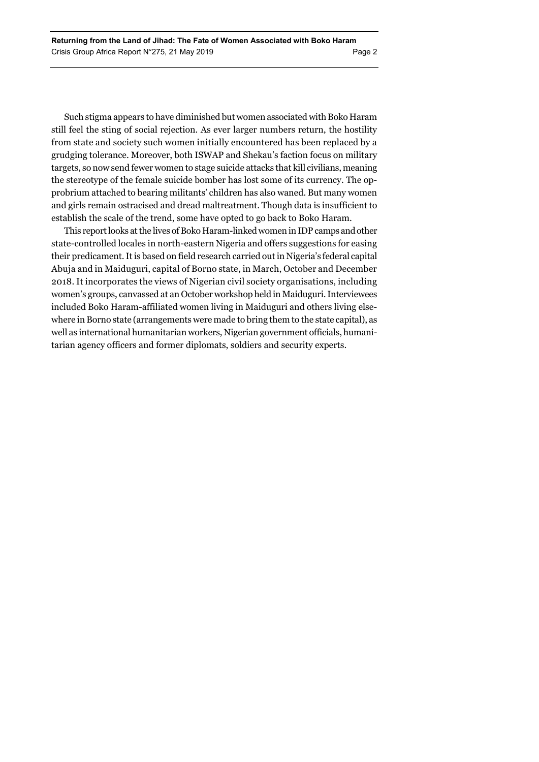Such stigma appears to have diminished but women associated with Boko Haram still feel the sting of social rejection. As ever larger numbers return, the hostility from state and society such women initially encountered has been replaced by a grudging tolerance. Moreover, both ISWAP and Shekau's faction focus on military targets, so now send fewer women to stage suicide attacks that kill civilians, meaning the stereotype of the female suicide bomber has lost some of its currency. The opprobrium attached to bearing militants' children has also waned. But many women and girls remain ostracised and dread maltreatment. Though data is insufficient to establish the scale of the trend, some have opted to go back to Boko Haram.

This report looks at the lives of Boko Haram-linked women in IDP camps and other state-controlled locales in north-eastern Nigeria and offers suggestions for easing their predicament. It is based on field research carried out in Nigeria's federal capital Abuja and in Maiduguri, capital of Borno state, in March, October and December 2018. It incorporates the views of Nigerian civil society organisations, including women's groups, canvassed at an October workshop held in Maiduguri. Interviewees included Boko Haram-affiliated women living in Maiduguri and others living elsewhere in Borno state (arrangements were made to bring them to the state capital), as well as international humanitarian workers, Nigerian government officials, humanitarian agency officers and former diplomats, soldiers and security experts.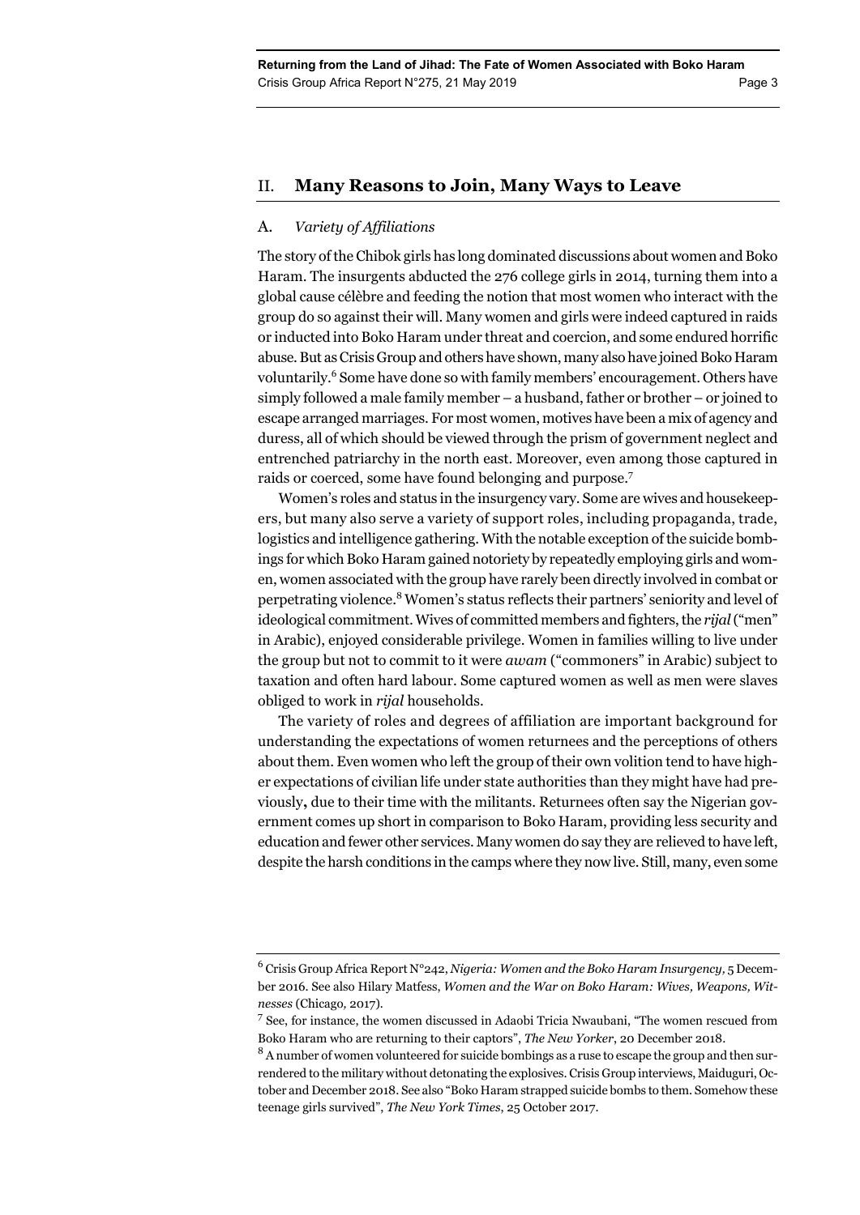## II. Many Reasons to Join, Many Ways to Leave

### A. *Variety of Affiliations*

The story of the Chibok girls has long dominated discussions about women and Boko Haram. The insurgents abducted the 276 college girls in 2014, turning them into a global cause célèbre and feeding the notion that most women who interact with the group do so against their will. Many women and girls were indeed captured in raids or inducted into Boko Haram under threat and coercion, and some endured horrific abuse. But as Crisis Group and others have shown, many also have joined Boko Haram voluntarily.[6] Some have done so with family members' encouragement. Others have simply followed a male family member – a husband, father or brother – or joined to escape arranged marriages. For most women, motives have been a mix of agency and duress, all of which should be viewed through the prism of government neglect and entrenched patriarchy in the north east. Moreover, even among those captured in raids or coerced, some have found belonging and purpose.[7]

Women's roles and status in the insurgency vary. Some are wives and housekeepers, but many also serve a variety of support roles, including propaganda, trade, logistics and intelligence gathering. With the notable exception of the suicide bombings for which Boko Haram gained notoriety by repeatedly employing girls and women, women associated with the group have rarely been directly involved in combat or perpetrating violence.[8] Women's status reflects their partners' seniority and level of ideological commitment. Wives of committed members and fighters, the *rijal* ("men" in Arabic), enjoyed considerable privilege. Women in families willing to live under the group but not to commit to it were *awam* ("commoners" in Arabic) subject to taxation and often hard labour. Some captured women as well as men were slaves obliged to work in *rijal* households.

The variety of roles and degrees of affiliation are important background for understanding the expectations of women returnees and the perceptions of others about them. Even women who left the group of their own volition tend to have higher expectations of civilian life under state authorities than they might have had previously, due to their time with the militants. Returnees often say the Nigerian government comes up short in comparison to Boko Haram, providing less security and education and fewer other services. Many women do say they are relieved to have left, despite the harsh conditions in the camps where they now live. Still, many, even some

---

[6] Crisis Group Africa Report N°242, *Nigeria: Women and the Boko Haram Insurgency*, 5 December 2016. See also Hilary Matfess, *Women and the War on Boko Haram: Wives, Weapons, Witnesses* (Chicago, 2017).

[7] See, for instance, the women discussed in Adaobi Tricia Nwaubani, "The women rescued from Boko Haram who are returning to their captors", *The New Yorker*, 20 December 2018.

[8] A number of women volunteered for suicide bombings as a ruse to escape the group and then surrendered to the military without detonating the explosives. Crisis Group interviews, Maiduguri, October and December 2018. See also "Boko Haram strapped suicide bombs to them. Somehow these teenage girls survived", *The New York Times*, 25 October 2017.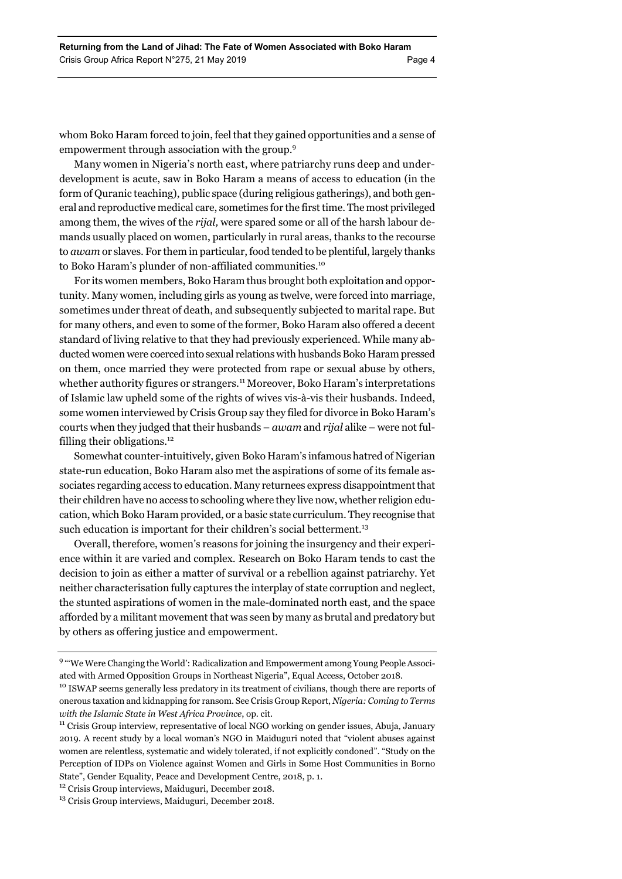whom Boko Haram forced to join, feel that they gained opportunities and a sense of empowerment through association with the group.[9]

Many women in Nigeria's north east, where patriarchy runs deep and underdevelopment is acute, saw in Boko Haram a means of access to education (in the form of Quranic teaching), public space (during religious gatherings), and both general and reproductive medical care, sometimes for the first time. The most privileged among them, the wives of the *rijal,* were spared some or all of the harsh labour demands usually placed on women, particularly in rural areas, thanks to the recourse to *awam* or slaves. For them in particular, food tended to be plentiful, largely thanks to Boko Haram's plunder of non-affiliated communities.[10]

For its women members, Boko Haram thus brought both exploitation and opportunity. Many women, including girls as young as twelve, were forced into marriage, sometimes under threat of death, and subsequently subjected to marital rape. But for many others, and even to some of the former, Boko Haram also offered a decent standard of living relative to that they had previously experienced. While many abducted women were coerced into sexual relations with husbands Boko Haram pressed on them, once married they were protected from rape or sexual abuse by others, whether authority figures or strangers.[11] Moreover, Boko Haram's interpretations of Islamic law upheld some of the rights of wives vis-à-vis their husbands. Indeed, some women interviewed by Crisis Group say they filed for divorce in Boko Haram's courts when they judged that their husbands – *awam* and *rijal* alike – were not fulfilling their obligations.[12]

Somewhat counter-intuitively, given Boko Haram's infamous hatred of Nigerian state-run education, Boko Haram also met the aspirations of some of its female associates regarding access to education. Many returnees express disappointment that their children have no access to schooling where they live now, whether religion education, which Boko Haram provided, or a basic state curriculum. They recognise that such education is important for their children's social betterment.[13]

Overall, therefore, women's reasons for joining the insurgency and their experience within it are varied and complex. Research on Boko Haram tends to cast the decision to join as either a matter of survival or a rebellion against patriarchy. Yet neither characterisation fully captures the interplay of state corruption and neglect, the stunted aspirations of women in the male-dominated north east, and the space afforded by a militant movement that was seen by many as brutal and predatory but by others as offering justice and empowerment.

---

[9] "'We Were Changing the World': Radicalization and Empowerment among Young People Associated with Armed Opposition Groups in Northeast Nigeria", Equal Access, October 2018.

[10] ISWAP seems generally less predatory in its treatment of civilians, though there are reports of onerous taxation and kidnapping for ransom. See Crisis Group Report, *Nigeria: Coming to Terms with the Islamic State in West Africa Province*, op. cit.

[11] Crisis Group interview, representative of local NGO working on gender issues, Abuja, January 2019. A recent study by a local woman's NGO in Maiduguri noted that "violent abuses against women are relentless, systematic and widely tolerated, if not explicitly condoned". "Study on the Perception of IDPs on Violence against Women and Girls in Some Host Communities in Borno State", Gender Equality, Peace and Development Centre, 2018, p. 1.

[12] Crisis Group interviews, Maiduguri, December 2018.

[13] Crisis Group interviews, Maiduguri, December 2018.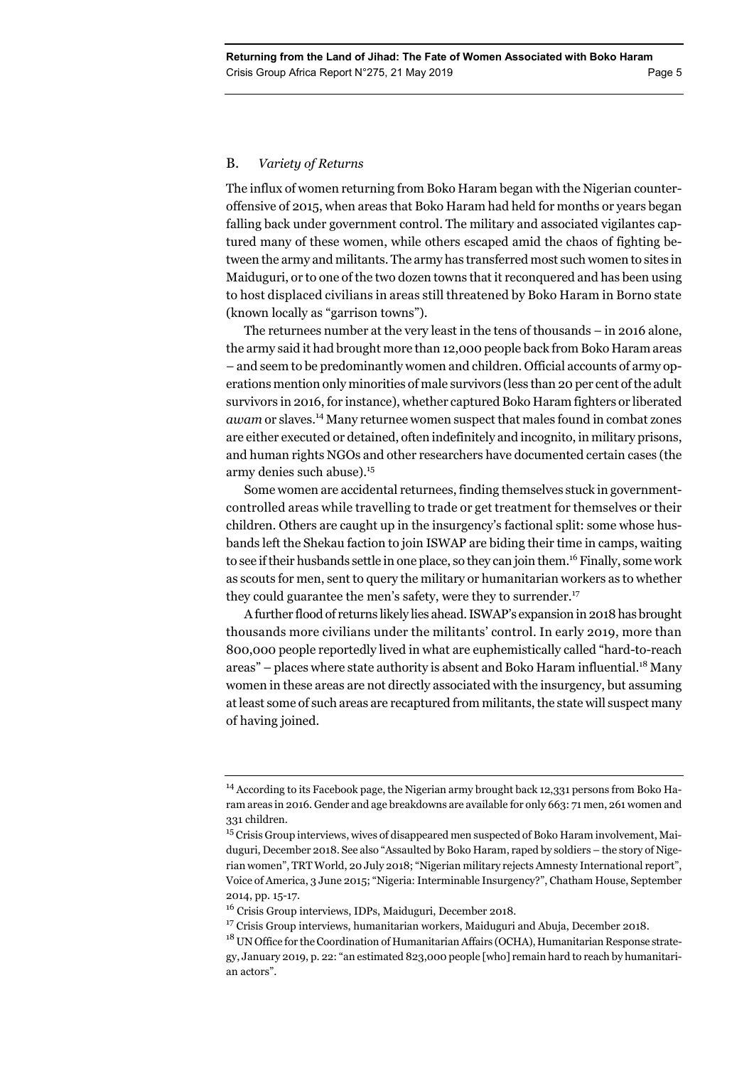## B. *Variety of Returns*

The influx of women returning from Boko Haram began with the Nigerian counter-offensive of 2015, when areas that Boko Haram had held for months or years began falling back under government control. The military and associated vigilantes captured many of these women, while others escaped amid the chaos of fighting between the army and militants. The army has transferred most such women to sites in Maiduguri, or to one of the two dozen towns that it reconquered and has been using to host displaced civilians in areas still threatened by Boko Haram in Borno state (known locally as "garrison towns").

The returnees number at the very least in the tens of thousands – in 2016 alone, the army said it had brought more than 12,000 people back from Boko Haram areas – and seem to be predominantly women and children. Official accounts of army operations mention only minorities of male survivors (less than 20 per cent of the adult survivors in 2016, for instance), whether captured Boko Haram fighters or liberated *awam* or slaves.[14] Many returnee women suspect that males found in combat zones are either executed or detained, often indefinitely and incognito, in military prisons, and human rights NGOs and other researchers have documented certain cases (the army denies such abuse).[15]

Some women are accidental returnees, finding themselves stuck in government-controlled areas while travelling to trade or get treatment for themselves or their children. Others are caught up in the insurgency's factional split: some whose husbands left the Shekau faction to join ISWAP are biding their time in camps, waiting to see if their husbands settle in one place, so they can join them.[16] Finally, some work as scouts for men, sent to query the military or humanitarian workers as to whether they could guarantee the men's safety, were they to surrender.[17]

A further flood of returns likely lies ahead. ISWAP's expansion in 2018 has brought thousands more civilians under the militants' control. In early 2019, more than 800,000 people reportedly lived in what are euphemistically called "hard-to-reach areas" – places where state authority is absent and Boko Haram influential.[18] Many women in these areas are not directly associated with the insurgency, but assuming at least some of such areas are recaptured from militants, the state will suspect many of having joined.

---

[14] According to its Facebook page, the Nigerian army brought back 12,331 persons from Boko Haram areas in 2016. Gender and age breakdowns are available for only 663: 71 men, 261 women and 331 children.

[15] Crisis Group interviews, wives of disappeared men suspected of Boko Haram involvement, Maiduguri, December 2018. See also "Assaulted by Boko Haram, raped by soldiers – the story of Nigerian women", TRT World, 20 July 2018; "Nigerian military rejects Amnesty International report", Voice of America, 3 June 2015; "Nigeria: Interminable Insurgency?", Chatham House, September 2014, pp. 15-17.

[16] Crisis Group interviews, IDPs, Maiduguri, December 2018.

[17] Crisis Group interviews, humanitarian workers, Maiduguri and Abuja, December 2018.

[18] UN Office for the Coordination of Humanitarian Affairs (OCHA), Humanitarian Response strategy, January 2019, p. 22: "an estimated 823,000 people [who] remain hard to reach by humanitarian actors".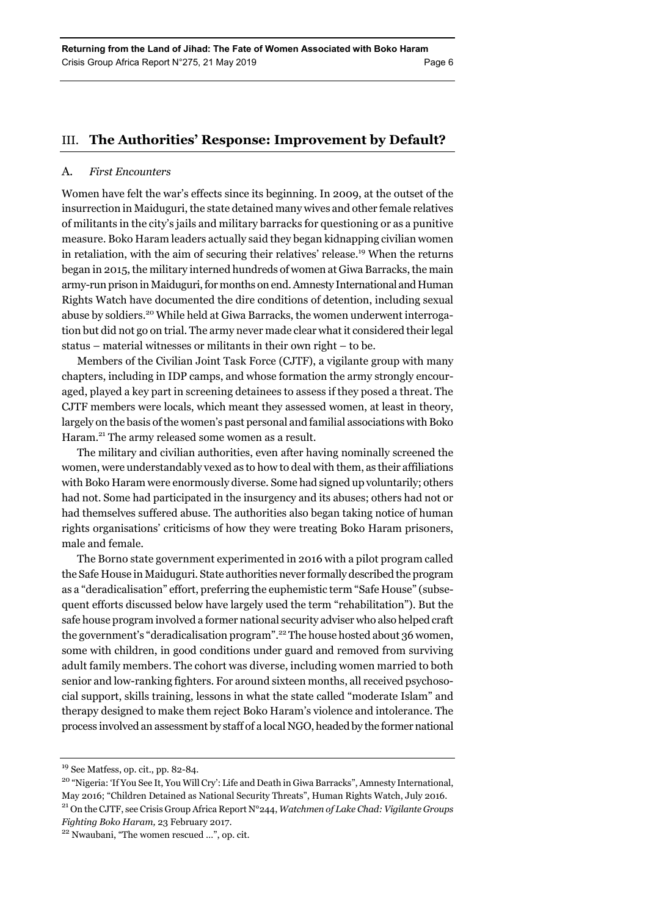## III. The Authorities' Response: Improvement by Default?

### A. *First Encounters*

Women have felt the war's effects since its beginning. In 2009, at the outset of the insurrection in Maiduguri, the state detained many wives and other female relatives of militants in the city's jails and military barracks for questioning or as a punitive measure. Boko Haram leaders actually said they began kidnapping civilian women in retaliation, with the aim of securing their relatives' release.[19] When the returns began in 2015, the military interned hundreds of women at Giwa Barracks, the main army-run prison in Maiduguri, for months on end. Amnesty International and Human Rights Watch have documented the dire conditions of detention, including sexual abuse by soldiers.[20] While held at Giwa Barracks, the women underwent interrogation but did not go on trial. The army never made clear what it considered their legal status – material witnesses or militants in their own right – to be.

Members of the Civilian Joint Task Force (CJTF), a vigilante group with many chapters, including in IDP camps, and whose formation the army strongly encouraged, played a key part in screening detainees to assess if they posed a threat. The CJTF members were locals, which meant they assessed women, at least in theory, largely on the basis of the women's past personal and familial associations with Boko Haram.[21] The army released some women as a result.

The military and civilian authorities, even after having nominally screened the women, were understandably vexed as to how to deal with them, as their affiliations with Boko Haram were enormously diverse. Some had signed up voluntarily; others had not. Some had participated in the insurgency and its abuses; others had not or had themselves suffered abuse. The authorities also began taking notice of human rights organisations' criticisms of how they were treating Boko Haram prisoners, male and female.

The Borno state government experimented in 2016 with a pilot program called the Safe House in Maiduguri. State authorities never formally described the program as a "deradicalisation" effort, preferring the euphemistic term "Safe House" (subsequent efforts discussed below have largely used the term "rehabilitation"). But the safe house program involved a former national security adviser who also helped craft the government's "deradicalisation program".[22] The house hosted about 36 women, some with children, in good conditions under guard and removed from surviving adult family members. The cohort was diverse, including women married to both senior and low-ranking fighters. For around sixteen months, all received psychosocial support, skills training, lessons in what the state called "moderate Islam" and therapy designed to make them reject Boko Haram's violence and intolerance. The process involved an assessment by staff of a local NGO, headed by the former national

---

[19] See Matfess, op. cit., pp. 82-84.

[20] "Nigeria: 'If You See It, You Will Cry': Life and Death in Giwa Barracks", Amnesty International, May 2016; "Children Detained as National Security Threats", Human Rights Watch, July 2016.

[21] On the CJTF, see Crisis Group Africa Report N°244, *Watchmen of Lake Chad: Vigilante Groups Fighting Boko Haram,* 23 February 2017.

[22] Nwaubani, "The women rescued …", op. cit.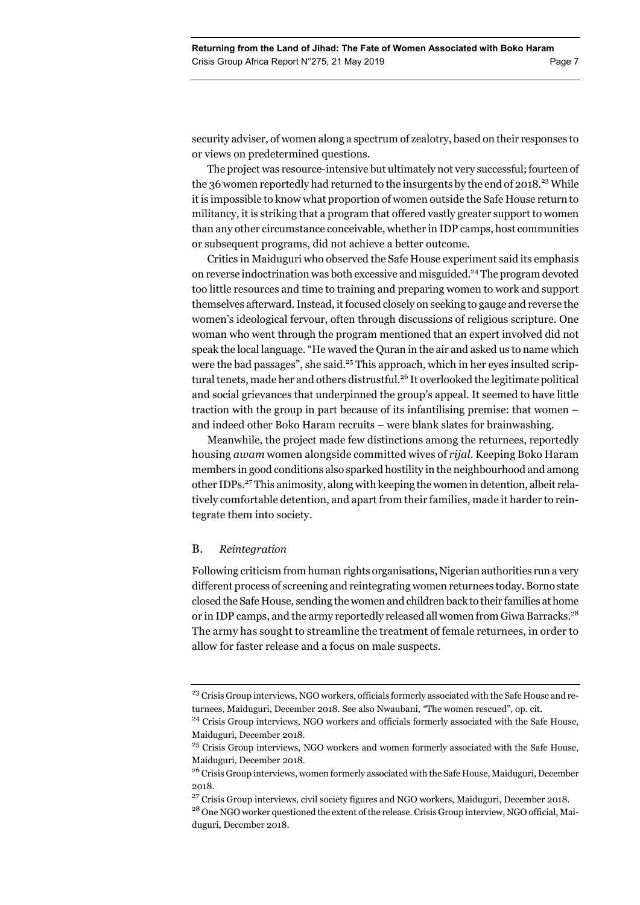security adviser, of women along a spectrum of zealotry, based on their responses to or views on predetermined questions.

The project was resource-intensive but ultimately not very successful; fourteen of the 36 women reportedly had returned to the insurgents by the end of 2018.[23] While it is impossible to know what proportion of women outside the Safe House return to militancy, it is striking that a program that offered vastly greater support to women than any other circumstance conceivable, whether in IDP camps, host communities or subsequent programs, did not achieve a better outcome.

Critics in Maiduguri who observed the Safe House experiment said its emphasis on reverse indoctrination was both excessive and misguided.[24] The program devoted too little resources and time to training and preparing women to work and support themselves afterward. Instead, it focused closely on seeking to gauge and reverse the women's ideological fervour, often through discussions of religious scripture. One woman who went through the program mentioned that an expert involved did not speak the local language. "He waved the Quran in the air and asked us to name which were the bad passages", she said.[25] This approach, which in her eyes insulted scriptural tenets, made her and others distrustful.[26] It overlooked the legitimate political and social grievances that underpinned the group's appeal. It seemed to have little traction with the group in part because of its infantilising premise: that women – and indeed other Boko Haram recruits – were blank slates for brainwashing.

Meanwhile, the project made few distinctions among the returnees, reportedly housing *awam* women alongside committed wives of *rijal*. Keeping Boko Haram members in good conditions also sparked hostility in the neighbourhood and among other IDPs.[27] This animosity, along with keeping the women in detention, albeit relatively comfortable detention, and apart from their families, made it harder to reintegrate them into society.

## B. *Reintegration*

Following criticism from human rights organisations, Nigerian authorities run a very different process of screening and reintegrating women returnees today. Borno state closed the Safe House, sending the women and children back to their families at home or in IDP camps, and the army reportedly released all women from Giwa Barracks.[28] The army has sought to streamline the treatment of female returnees, in order to allow for faster release and a focus on male suspects.

---

[23] Crisis Group interviews, NGO workers, officials formerly associated with the Safe House and returnees, Maiduguri, December 2018. See also Nwaubani, "The women rescued", op. cit.

[24] Crisis Group interviews, NGO workers and officials formerly associated with the Safe House, Maiduguri, December 2018.

[25] Crisis Group interviews, NGO workers and women formerly associated with the Safe House, Maiduguri, December 2018.

[26] Crisis Group interviews, women formerly associated with the Safe House, Maiduguri, December 2018.

[27] Crisis Group interviews, civil society figures and NGO workers, Maiduguri, December 2018.

[28] One NGO worker questioned the extent of the release. Crisis Group interview, NGO official, Maiduguri, December 2018.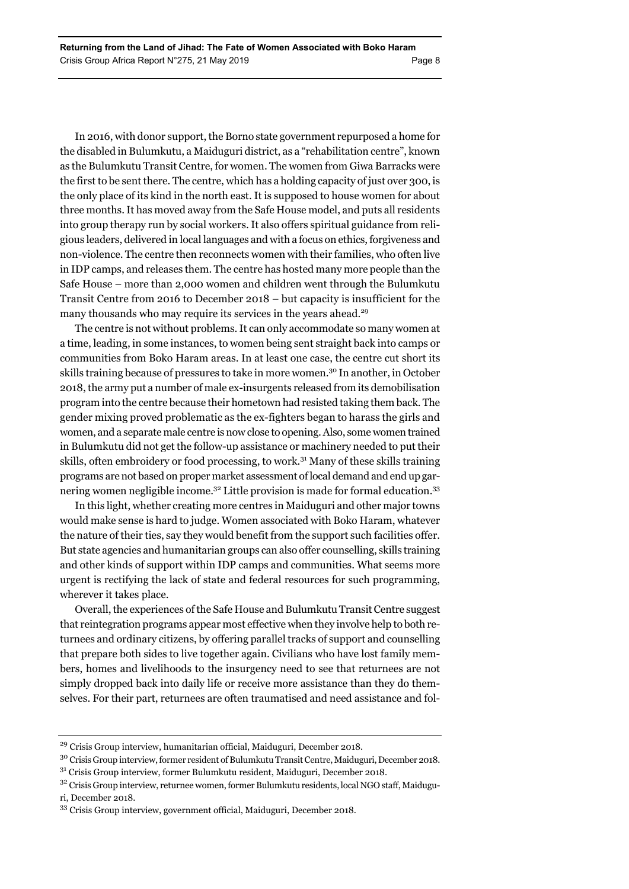In 2016, with donor support, the Borno state government repurposed a home for the disabled in Bulumkutu, a Maiduguri district, as a "rehabilitation centre", known as the Bulumkutu Transit Centre, for women. The women from Giwa Barracks were the first to be sent there. The centre, which has a holding capacity of just over 300, is the only place of its kind in the north east. It is supposed to house women for about three months. It has moved away from the Safe House model, and puts all residents into group therapy run by social workers. It also offers spiritual guidance from religious leaders, delivered in local languages and with a focus on ethics, forgiveness and non-violence. The centre then reconnects women with their families, who often live in IDP camps, and releases them. The centre has hosted many more people than the Safe House – more than 2,000 women and children went through the Bulumkutu Transit Centre from 2016 to December 2018 – but capacity is insufficient for the many thousands who may require its services in the years ahead.[29]

The centre is not without problems. It can only accommodate so many women at a time, leading, in some instances, to women being sent straight back into camps or communities from Boko Haram areas. In at least one case, the centre cut short its skills training because of pressures to take in more women.[30] In another, in October 2018, the army put a number of male ex-insurgents released from its demobilisation program into the centre because their hometown had resisted taking them back. The gender mixing proved problematic as the ex-fighters began to harass the girls and women, and a separate male centre is now close to opening. Also, some women trained in Bulumkutu did not get the follow-up assistance or machinery needed to put their skills, often embroidery or food processing, to work.[31] Many of these skills training programs are not based on proper market assessment of local demand and end up garnering women negligible income.[32] Little provision is made for formal education.[33]

In this light, whether creating more centres in Maiduguri and other major towns would make sense is hard to judge. Women associated with Boko Haram, whatever the nature of their ties, say they would benefit from the support such facilities offer. But state agencies and humanitarian groups can also offer counselling, skills training and other kinds of support within IDP camps and communities. What seems more urgent is rectifying the lack of state and federal resources for such programming, wherever it takes place.

Overall, the experiences of the Safe House and Bulumkutu Transit Centre suggest that reintegration programs appear most effective when they involve help to both returnees and ordinary citizens, by offering parallel tracks of support and counselling that prepare both sides to live together again. Civilians who have lost family members, homes and livelihoods to the insurgency need to see that returnees are not simply dropped back into daily life or receive more assistance than they do themselves. For their part, returnees are often traumatised and need assistance and fol-

---

[29] Crisis Group interview, humanitarian official, Maiduguri, December 2018.

[30] Crisis Group interview, former resident of Bulumkutu Transit Centre, Maiduguri, December 2018.

[31] Crisis Group interview, former Bulumkutu resident, Maiduguri, December 2018.

[32] Crisis Group interview, returnee women, former Bulumkutu residents, local NGO staff, Maiduguri, December 2018.

[33] Crisis Group interview, government official, Maiduguri, December 2018.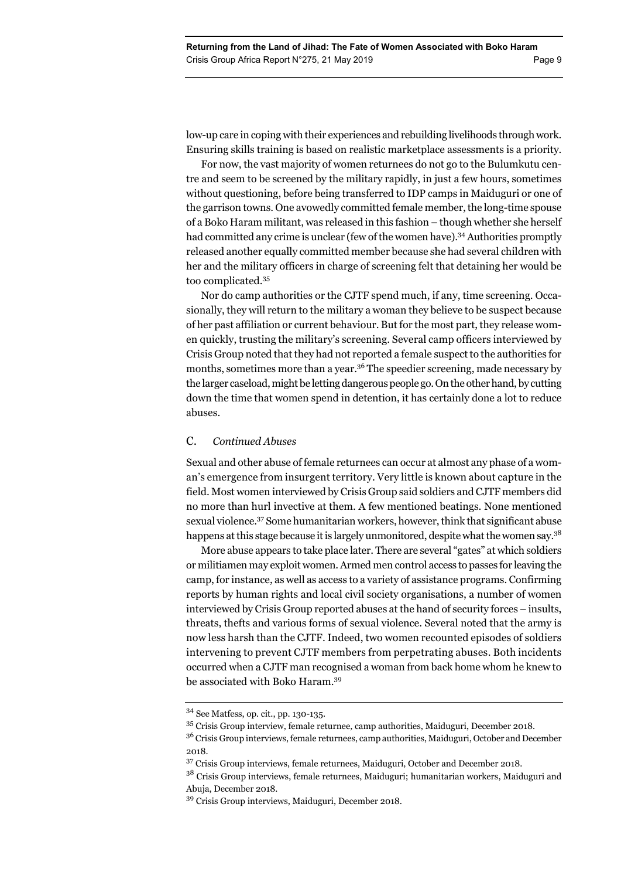low-up care in coping with their experiences and rebuilding livelihoods through work. Ensuring skills training is based on realistic marketplace assessments is a priority.

For now, the vast majority of women returnees do not go to the Bulumkutu centre and seem to be screened by the military rapidly, in just a few hours, sometimes without questioning, before being transferred to IDP camps in Maiduguri or one of the garrison towns. One avowedly committed female member, the long-time spouse of a Boko Haram militant, was released in this fashion – though whether she herself had committed any crime is unclear (few of the women have).[34] Authorities promptly released another equally committed member because she had several children with her and the military officers in charge of screening felt that detaining her would be too complicated.[35]

Nor do camp authorities or the CJTF spend much, if any, time screening. Occasionally, they will return to the military a woman they believe to be suspect because of her past affiliation or current behaviour. But for the most part, they release women quickly, trusting the military's screening. Several camp officers interviewed by Crisis Group noted that they had not reported a female suspect to the authorities for months, sometimes more than a year.[36] The speedier screening, made necessary by the larger caseload, might be letting dangerous people go. On the other hand, by cutting down the time that women spend in detention, it has certainly done a lot to reduce abuses.

### C. *Continued Abuses*

Sexual and other abuse of female returnees can occur at almost any phase of a woman's emergence from insurgent territory. Very little is known about capture in the field. Most women interviewed by Crisis Group said soldiers and CJTF members did no more than hurl invective at them. A few mentioned beatings. None mentioned sexual violence.[37] Some humanitarian workers, however, think that significant abuse happens at this stage because it is largely unmonitored, despite what the women say.[38]

More abuse appears to take place later. There are several "gates" at which soldiers or militiamen may exploit women. Armed men control access to passes for leaving the camp, for instance, as well as access to a variety of assistance programs. Confirming reports by human rights and local civil society organisations, a number of women interviewed by Crisis Group reported abuses at the hand of security forces – insults, threats, thefts and various forms of sexual violence. Several noted that the army is now less harsh than the CJTF. Indeed, two women recounted episodes of soldiers intervening to prevent CJTF members from perpetrating abuses. Both incidents occurred when a CJTF man recognised a woman from back home whom he knew to be associated with Boko Haram.[39]

---

[34] See Matfess, op. cit., pp. 130-135.

[35] Crisis Group interview, female returnee, camp authorities, Maiduguri, December 2018.

[36] Crisis Group interviews, female returnees, camp authorities, Maiduguri, October and December 2018.

[37] Crisis Group interviews, female returnees, Maiduguri, October and December 2018.

[38] Crisis Group interviews, female returnees, Maiduguri; humanitarian workers, Maiduguri and Abuja, December 2018.

[39] Crisis Group interviews, Maiduguri, December 2018.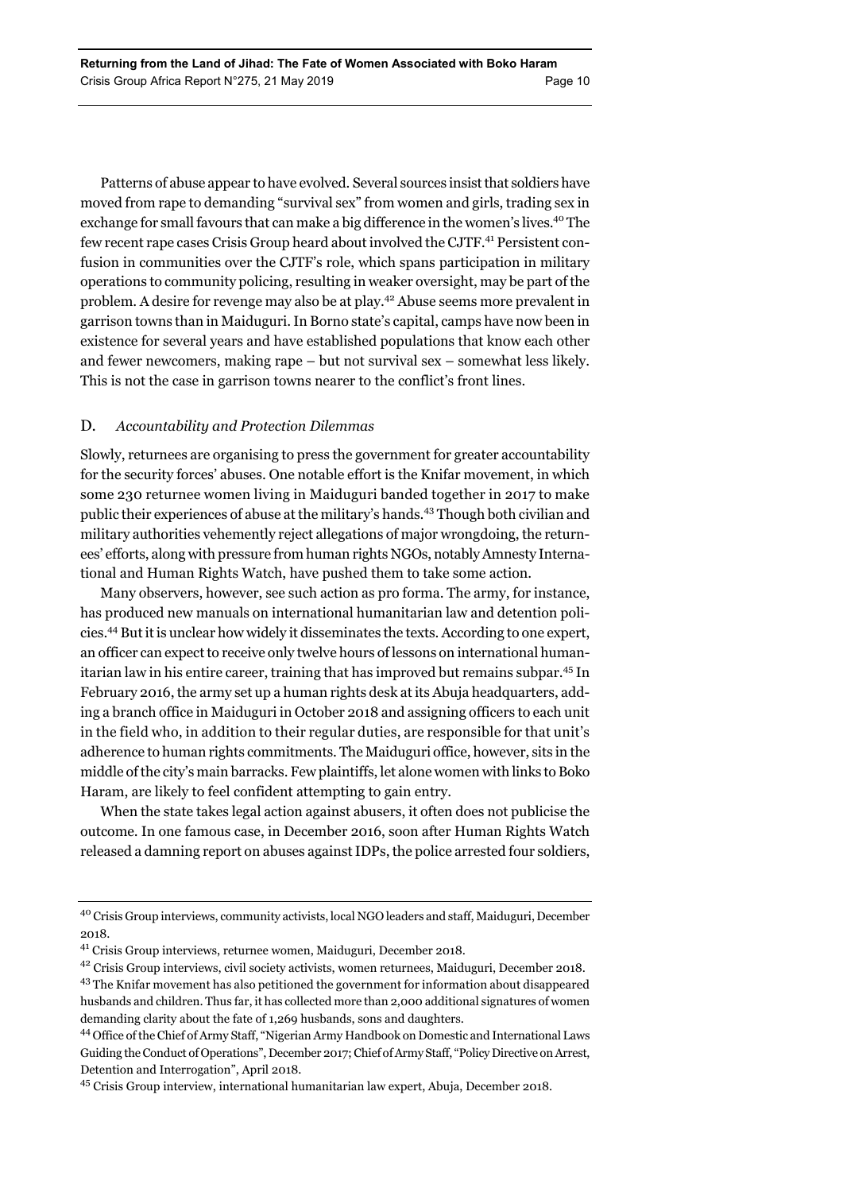Patterns of abuse appear to have evolved. Several sources insist that soldiers have moved from rape to demanding "survival sex" from women and girls, trading sex in exchange for small favours that can make a big difference in the women's lives.[40] The few recent rape cases Crisis Group heard about involved the CJTF.[41] Persistent confusion in communities over the CJTF's role, which spans participation in military operations to community policing, resulting in weaker oversight, may be part of the problem. A desire for revenge may also be at play.[42] Abuse seems more prevalent in garrison towns than in Maiduguri. In Borno state's capital, camps have now been in existence for several years and have established populations that know each other and fewer newcomers, making rape – but not survival sex – somewhat less likely. This is not the case in garrison towns nearer to the conflict's front lines.

### D. *Accountability and Protection Dilemmas*

Slowly, returnees are organising to press the government for greater accountability for the security forces' abuses. One notable effort is the Knifar movement, in which some 230 returnee women living in Maiduguri banded together in 2017 to make public their experiences of abuse at the military's hands.[43] Though both civilian and military authorities vehemently reject allegations of major wrongdoing, the returnees' efforts, along with pressure from human rights NGOs, notably Amnesty International and Human Rights Watch, have pushed them to take some action.

Many observers, however, see such action as pro forma. The army, for instance, has produced new manuals on international humanitarian law and detention policies.[44] But it is unclear how widely it disseminates the texts. According to one expert, an officer can expect to receive only twelve hours of lessons on international humanitarian law in his entire career, training that has improved but remains subpar.[45] In February 2016, the army set up a human rights desk at its Abuja headquarters, adding a branch office in Maiduguri in October 2018 and assigning officers to each unit in the field who, in addition to their regular duties, are responsible for that unit's adherence to human rights commitments. The Maiduguri office, however, sits in the middle of the city's main barracks. Few plaintiffs, let alone women with links to Boko Haram, are likely to feel confident attempting to gain entry.

When the state takes legal action against abusers, it often does not publicise the outcome. In one famous case, in December 2016, soon after Human Rights Watch released a damning report on abuses against IDPs, the police arrested four soldiers,

---

[40] Crisis Group interviews, community activists, local NGO leaders and staff, Maiduguri, December 2018.

[41] Crisis Group interviews, returnee women, Maiduguri, December 2018.

[42] Crisis Group interviews, civil society activists, women returnees, Maiduguri, December 2018.

[43] The Knifar movement has also petitioned the government for information about disappeared husbands and children. Thus far, it has collected more than 2,000 additional signatures of women demanding clarity about the fate of 1,269 husbands, sons and daughters.

[44] Office of the Chief of Army Staff, "Nigerian Army Handbook on Domestic and International Laws Guiding the Conduct of Operations", December 2017; Chief of Army Staff, "Policy Directive on Arrest, Detention and Interrogation", April 2018.

[45] Crisis Group interview, international humanitarian law expert, Abuja, December 2018.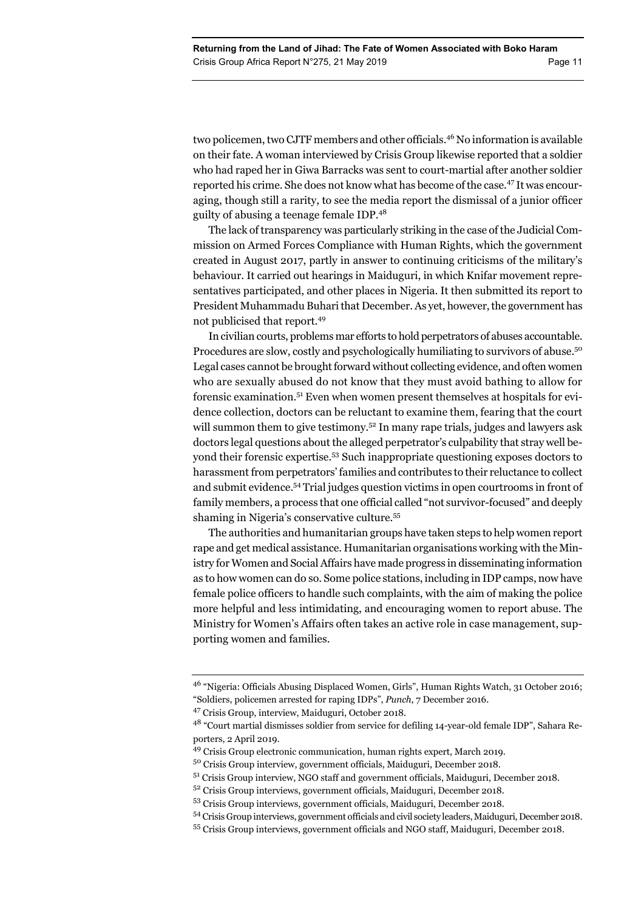two policemen, two CJTF members and other officials.[46] No information is available on their fate. A woman interviewed by Crisis Group likewise reported that a soldier who had raped her in Giwa Barracks was sent to court-martial after another soldier reported his crime. She does not know what has become of the case.[47] It was encouraging, though still a rarity, to see the media report the dismissal of a junior officer guilty of abusing a teenage female IDP.[48]

The lack of transparency was particularly striking in the case of the Judicial Commission on Armed Forces Compliance with Human Rights, which the government created in August 2017, partly in answer to continuing criticisms of the military's behaviour. It carried out hearings in Maiduguri, in which Knifar movement representatives participated, and other places in Nigeria. It then submitted its report to President Muhammadu Buhari that December. As yet, however, the government has not publicised that report.[49]

In civilian courts, problems mar efforts to hold perpetrators of abuses accountable. Procedures are slow, costly and psychologically humiliating to survivors of abuse.[50] Legal cases cannot be brought forward without collecting evidence, and often women who are sexually abused do not know that they must avoid bathing to allow for forensic examination.[51] Even when women present themselves at hospitals for evidence collection, doctors can be reluctant to examine them, fearing that the court will summon them to give testimony.[52] In many rape trials, judges and lawyers ask doctors legal questions about the alleged perpetrator's culpability that stray well beyond their forensic expertise.[53] Such inappropriate questioning exposes doctors to harassment from perpetrators' families and contributes to their reluctance to collect and submit evidence.[54] Trial judges question victims in open courtrooms in front of family members, a process that one official called "not survivor-focused" and deeply shaming in Nigeria's conservative culture.[55]

The authorities and humanitarian groups have taken steps to help women report rape and get medical assistance. Humanitarian organisations working with the Ministry for Women and Social Affairs have made progress in disseminating information as to how women can do so. Some police stations, including in IDP camps, now have female police officers to handle such complaints, with the aim of making the police more helpful and less intimidating, and encouraging women to report abuse. The Ministry for Women's Affairs often takes an active role in case management, supporting women and families.

---

[46] "Nigeria: Officials Abusing Displaced Women, Girls", Human Rights Watch, 31 October 2016; "Soldiers, policemen arrested for raping IDPs", *Punch*, 7 December 2016.

[47] Crisis Group, interview, Maiduguri, October 2018.

[48] "Court martial dismisses soldier from service for defiling 14-year-old female IDP", Sahara Reporters, 2 April 2019.

[49] Crisis Group electronic communication, human rights expert, March 2019.

[50] Crisis Group interview, government officials, Maiduguri, December 2018.

[51] Crisis Group interview, NGO staff and government officials, Maiduguri, December 2018.

[52] Crisis Group interviews, government officials, Maiduguri, December 2018.

[53] Crisis Group interviews, government officials, Maiduguri, December 2018.

[54] Crisis Group interviews, government officials and civil society leaders, Maiduguri, December 2018.

[55] Crisis Group interviews, government officials and NGO staff, Maiduguri, December 2018.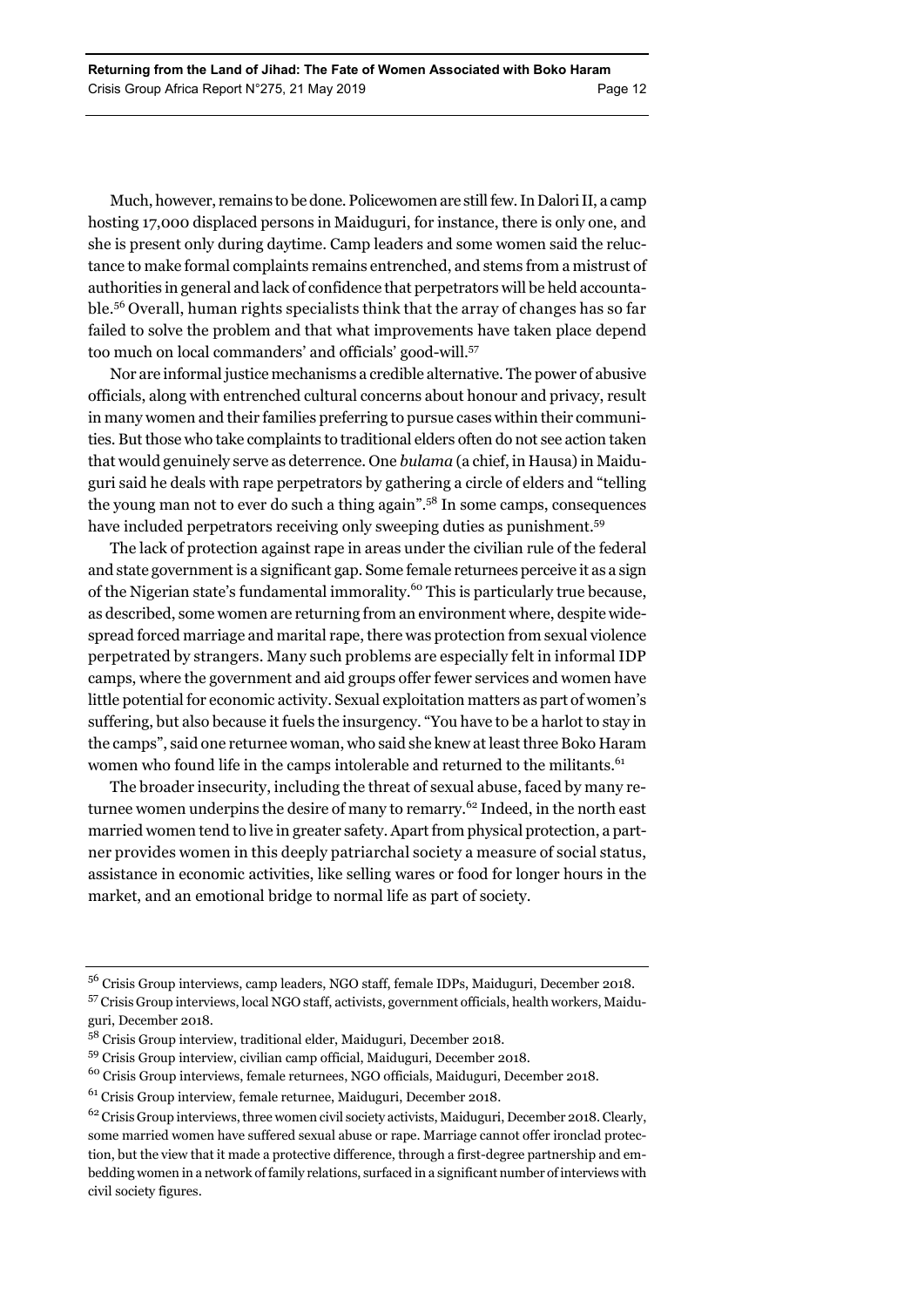Much, however, remains to be done. Policewomen are still few. In Dalori II, a camp hosting 17,000 displaced persons in Maiduguri, for instance, there is only one, and she is present only during daytime. Camp leaders and some women said the reluctance to make formal complaints remains entrenched, and stems from a mistrust of authorities in general and lack of confidence that perpetrators will be held accountable.[56] Overall, human rights specialists think that the array of changes has so far failed to solve the problem and that what improvements have taken place depend too much on local commanders' and officials' good-will.[57]

Nor are informal justice mechanisms a credible alternative. The power of abusive officials, along with entrenched cultural concerns about honour and privacy, result in many women and their families preferring to pursue cases within their communities. But those who take complaints to traditional elders often do not see action taken that would genuinely serve as deterrence. One *bulama* (a chief, in Hausa) in Maiduguri said he deals with rape perpetrators by gathering a circle of elders and "telling the young man not to ever do such a thing again".[58] In some camps, consequences have included perpetrators receiving only sweeping duties as punishment.[59]

The lack of protection against rape in areas under the civilian rule of the federal and state government is a significant gap. Some female returnees perceive it as a sign of the Nigerian state's fundamental immorality.[60] This is particularly true because, as described, some women are returning from an environment where, despite widespread forced marriage and marital rape, there was protection from sexual violence perpetrated by strangers. Many such problems are especially felt in informal IDP camps, where the government and aid groups offer fewer services and women have little potential for economic activity. Sexual exploitation matters as part of women's suffering, but also because it fuels the insurgency. "You have to be a harlot to stay in the camps", said one returnee woman, who said she knew at least three Boko Haram women who found life in the camps intolerable and returned to the militants.[61]

The broader insecurity, including the threat of sexual abuse, faced by many returnee women underpins the desire of many to remarry.[62] Indeed, in the north east married women tend to live in greater safety. Apart from physical protection, a partner provides women in this deeply patriarchal society a measure of social status, assistance in economic activities, like selling wares or food for longer hours in the market, and an emotional bridge to normal life as part of society.

---

[56] Crisis Group interviews, camp leaders, NGO staff, female IDPs, Maiduguri, December 2018.

[57] Crisis Group interviews, local NGO staff, activists, government officials, health workers, Maiduguri, December 2018.

[58] Crisis Group interview, traditional elder, Maiduguri, December 2018.

[59] Crisis Group interview, civilian camp official, Maiduguri, December 2018.

[60] Crisis Group interviews, female returnees, NGO officials, Maiduguri, December 2018.

[61] Crisis Group interview, female returnee, Maiduguri, December 2018.

[62] Crisis Group interviews, three women civil society activists, Maiduguri, December 2018. Clearly, some married women have suffered sexual abuse or rape. Marriage cannot offer ironclad protection, but the view that it made a protective difference, through a first-degree partnership and embedding women in a network of family relations, surfaced in a significant number of interviews with civil society figures.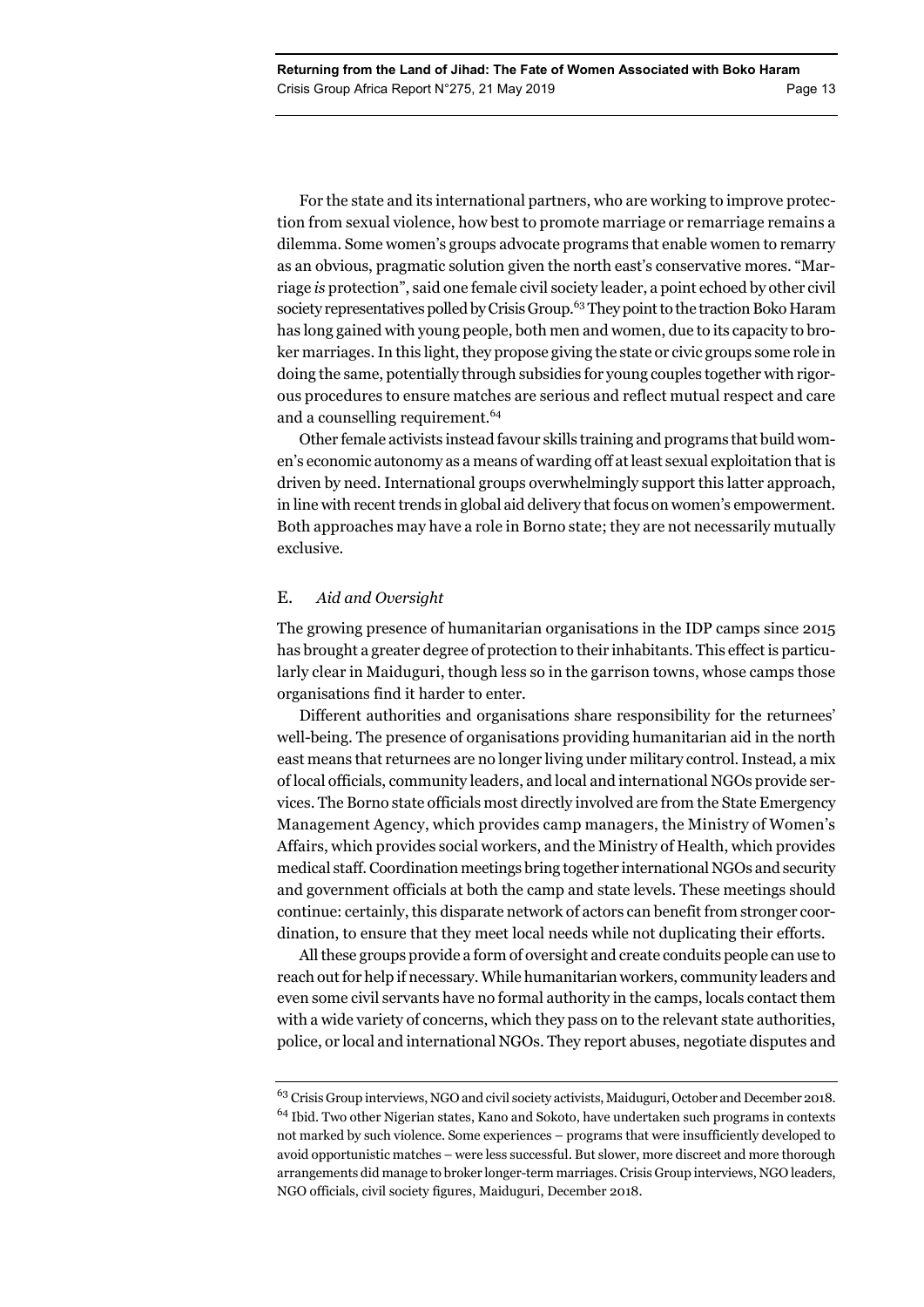For the state and its international partners, who are working to improve protection from sexual violence, how best to promote marriage or remarriage remains a dilemma. Some women's groups advocate programs that enable women to remarry as an obvious, pragmatic solution given the north east's conservative mores. "Marriage *is* protection", said one female civil society leader, a point echoed by other civil society representatives polled by Crisis Group.[63] They point to the traction Boko Haram has long gained with young people, both men and women, due to its capacity to broker marriages. In this light, they propose giving the state or civic groups some role in doing the same, potentially through subsidies for young couples together with rigorous procedures to ensure matches are serious and reflect mutual respect and care and a counselling requirement.[64]

Other female activists instead favour skills training and programs that build women's economic autonomy as a means of warding off at least sexual exploitation that is driven by need. International groups overwhelmingly support this latter approach, in line with recent trends in global aid delivery that focus on women's empowerment. Both approaches may have a role in Borno state; they are not necessarily mutually exclusive.

### E. *Aid and Oversight*

The growing presence of humanitarian organisations in the IDP camps since 2015 has brought a greater degree of protection to their inhabitants. This effect is particularly clear in Maiduguri, though less so in the garrison towns, whose camps those organisations find it harder to enter.

Different authorities and organisations share responsibility for the returnees' well-being. The presence of organisations providing humanitarian aid in the north east means that returnees are no longer living under military control. Instead, a mix of local officials, community leaders, and local and international NGOs provide services. The Borno state officials most directly involved are from the State Emergency Management Agency, which provides camp managers, the Ministry of Women's Affairs, which provides social workers, and the Ministry of Health, which provides medical staff. Coordination meetings bring together international NGOs and security and government officials at both the camp and state levels. These meetings should continue: certainly, this disparate network of actors can benefit from stronger coordination, to ensure that they meet local needs while not duplicating their efforts.

All these groups provide a form of oversight and create conduits people can use to reach out for help if necessary. While humanitarian workers, community leaders and even some civil servants have no formal authority in the camps, locals contact them with a wide variety of concerns, which they pass on to the relevant state authorities, police, or local and international NGOs. They report abuses, negotiate disputes and

---

[63] Crisis Group interviews, NGO and civil society activists, Maiduguri, October and December 2018.

[64] Ibid. Two other Nigerian states, Kano and Sokoto, have undertaken such programs in contexts not marked by such violence. Some experiences – programs that were insufficiently developed to avoid opportunistic matches – were less successful. But slower, more discreet and more thorough arrangements did manage to broker longer-term marriages. Crisis Group interviews, NGO leaders, NGO officials, civil society figures, Maiduguri, December 2018.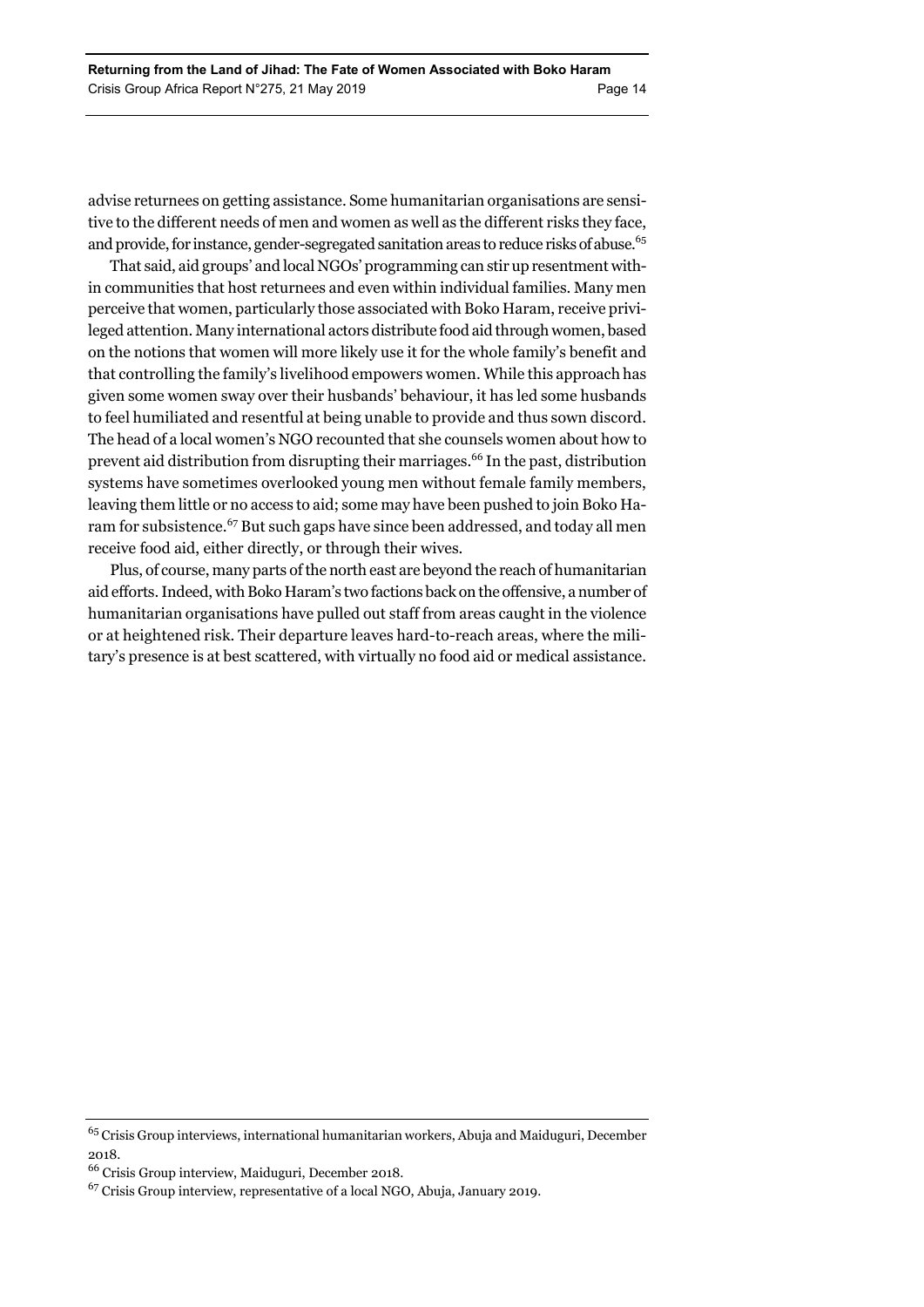advise returnees on getting assistance. Some humanitarian organisations are sensitive to the different needs of men and women as well as the different risks they face, and provide, for instance, gender-segregated sanitation areas to reduce risks of abuse.[65]

That said, aid groups' and local NGOs' programming can stir up resentment within communities that host returnees and even within individual families. Many men perceive that women, particularly those associated with Boko Haram, receive privileged attention. Many international actors distribute food aid through women, based on the notions that women will more likely use it for the whole family's benefit and that controlling the family's livelihood empowers women. While this approach has given some women sway over their husbands' behaviour, it has led some husbands to feel humiliated and resentful at being unable to provide and thus sown discord. The head of a local women's NGO recounted that she counsels women about how to prevent aid distribution from disrupting their marriages.[66] In the past, distribution systems have sometimes overlooked young men without female family members, leaving them little or no access to aid; some may have been pushed to join Boko Haram for subsistence.[67] But such gaps have since been addressed, and today all men receive food aid, either directly, or through their wives.

Plus, of course, many parts of the north east are beyond the reach of humanitarian aid efforts. Indeed, with Boko Haram's two factions back on the offensive, a number of humanitarian organisations have pulled out staff from areas caught in the violence or at heightened risk. Their departure leaves hard-to-reach areas, where the military's presence is at best scattered, with virtually no food aid or medical assistance.

---

[65] Crisis Group interviews, international humanitarian workers, Abuja and Maiduguri, December 2018.

[66] Crisis Group interview, Maiduguri, December 2018.

[67] Crisis Group interview, representative of a local NGO, Abuja, January 2019.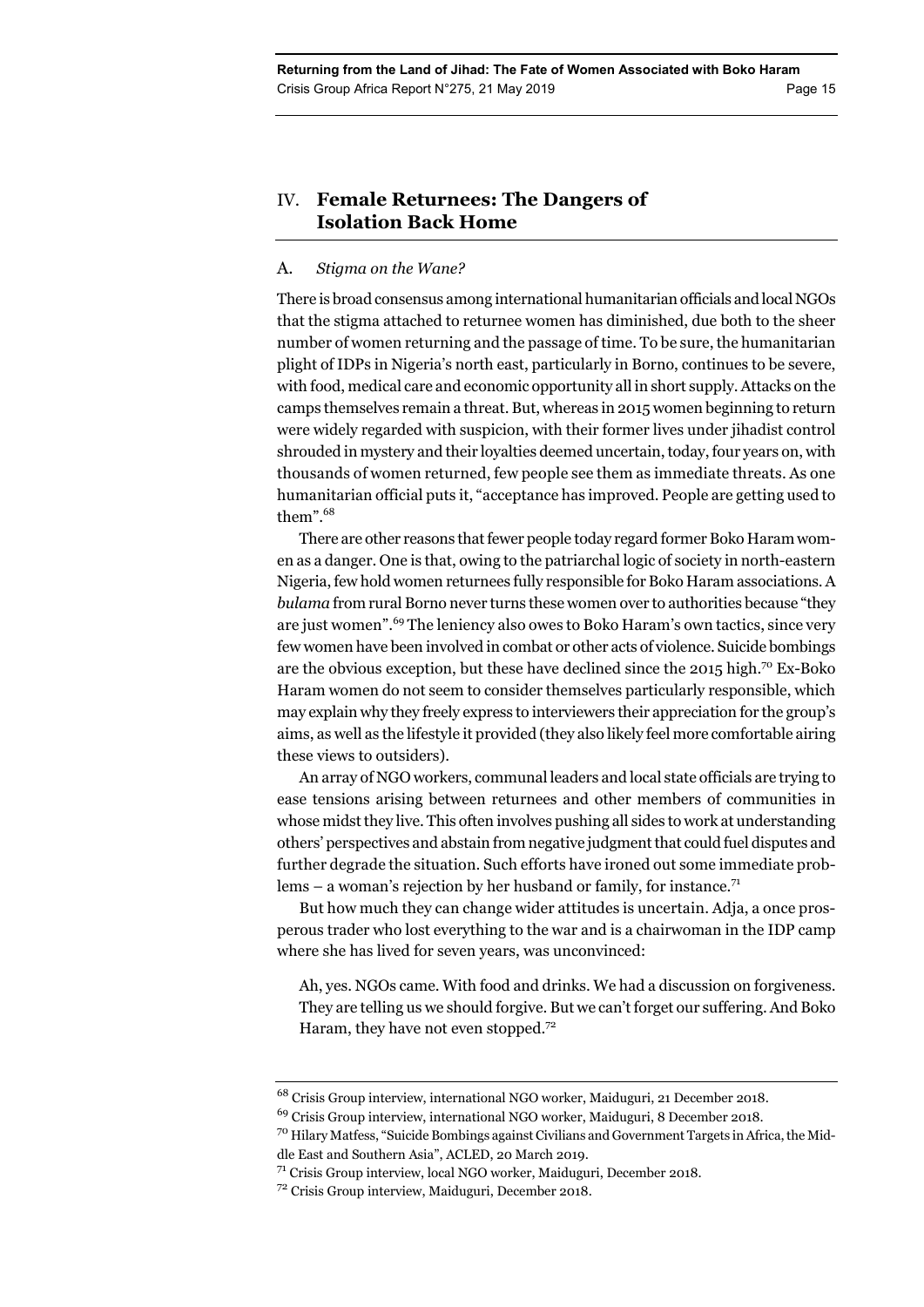## IV. Female Returnees: The Dangers of Isolation Back Home

### A. *Stigma on the Wane?*

There is broad consensus among international humanitarian officials and local NGOs that the stigma attached to returnee women has diminished, due both to the sheer number of women returning and the passage of time. To be sure, the humanitarian plight of IDPs in Nigeria's north east, particularly in Borno, continues to be severe, with food, medical care and economic opportunity all in short supply. Attacks on the camps themselves remain a threat. But, whereas in 2015 women beginning to return were widely regarded with suspicion, with their former lives under jihadist control shrouded in mystery and their loyalties deemed uncertain, today, four years on, with thousands of women returned, few people see them as immediate threats. As one humanitarian official puts it, "acceptance has improved. People are getting used to them".[68]

There are other reasons that fewer people today regard former Boko Haram women as a danger. One is that, owing to the patriarchal logic of society in north-eastern Nigeria, few hold women returnees fully responsible for Boko Haram associations. A *bulama* from rural Borno never turns these women over to authorities because "they are just women".[69] The leniency also owes to Boko Haram's own tactics, since very few women have been involved in combat or other acts of violence. Suicide bombings are the obvious exception, but these have declined since the 2015 high.[70] Ex-Boko Haram women do not seem to consider themselves particularly responsible, which may explain why they freely express to interviewers their appreciation for the group's aims, as well as the lifestyle it provided (they also likely feel more comfortable airing these views to outsiders).

An array of NGO workers, communal leaders and local state officials are trying to ease tensions arising between returnees and other members of communities in whose midst they live. This often involves pushing all sides to work at understanding others' perspectives and abstain from negative judgment that could fuel disputes and further degrade the situation. Such efforts have ironed out some immediate problems – a woman's rejection by her husband or family, for instance.[71]

But how much they can change wider attitudes is uncertain. Adja, a once prosperous trader who lost everything to the war and is a chairwoman in the IDP camp where she has lived for seven years, was unconvinced:

> Ah, yes. NGOs came. With food and drinks. We had a discussion on forgiveness. They are telling us we should forgive. But we can't forget our suffering. And Boko Haram, they have not even stopped.[72]

---

[68] Crisis Group interview, international NGO worker, Maiduguri, 21 December 2018.

[69] Crisis Group interview, international NGO worker, Maiduguri, 8 December 2018.

[70] Hilary Matfess, "Suicide Bombings against Civilians and Government Targets in Africa, the Middle East and Southern Asia", ACLED, 20 March 2019.

[71] Crisis Group interview, local NGO worker, Maiduguri, December 2018.

[72] Crisis Group interview, Maiduguri, December 2018.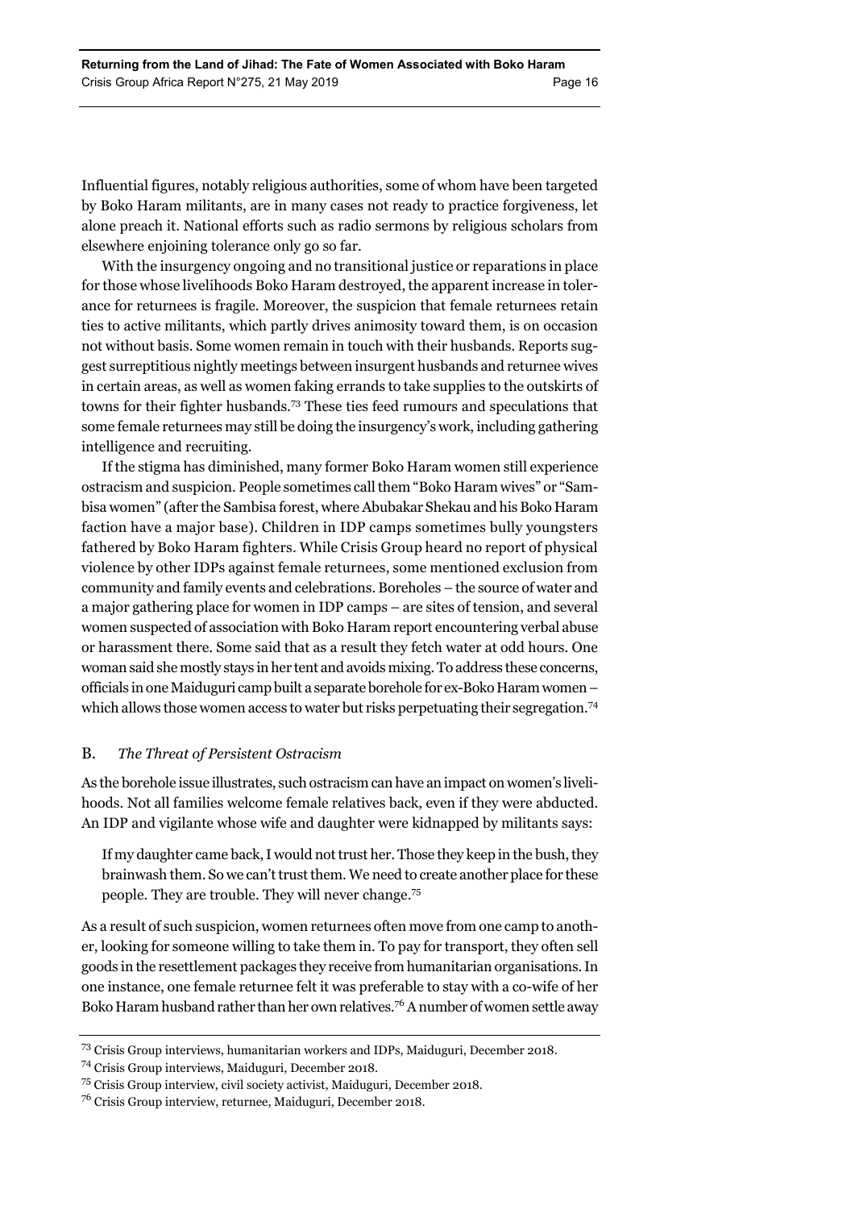Influential figures, notably religious authorities, some of whom have been targeted by Boko Haram militants, are in many cases not ready to practice forgiveness, let alone preach it. National efforts such as radio sermons by religious scholars from elsewhere enjoining tolerance only go so far.

With the insurgency ongoing and no transitional justice or reparations in place for those whose livelihoods Boko Haram destroyed, the apparent increase in tolerance for returnees is fragile. Moreover, the suspicion that female returnees retain ties to active militants, which partly drives animosity toward them, is on occasion not without basis. Some women remain in touch with their husbands. Reports suggest surreptitious nightly meetings between insurgent husbands and returnee wives in certain areas, as well as women faking errands to take supplies to the outskirts of towns for their fighter husbands.[73] These ties feed rumours and speculations that some female returnees may still be doing the insurgency's work, including gathering intelligence and recruiting.

If the stigma has diminished, many former Boko Haram women still experience ostracism and suspicion. People sometimes call them "Boko Haram wives" or "Sambisa women" (after the Sambisa forest, where Abubakar Shekau and his Boko Haram faction have a major base). Children in IDP camps sometimes bully youngsters fathered by Boko Haram fighters. While Crisis Group heard no report of physical violence by other IDPs against female returnees, some mentioned exclusion from community and family events and celebrations. Boreholes – the source of water and a major gathering place for women in IDP camps – are sites of tension, and several women suspected of association with Boko Haram report encountering verbal abuse or harassment there. Some said that as a result they fetch water at odd hours. One woman said she mostly stays in her tent and avoids mixing. To address these concerns, officials in one Maiduguri camp built a separate borehole for ex-Boko Haram women – which allows those women access to water but risks perpetuating their segregation.[74]

## B. *The Threat of Persistent Ostracism*

As the borehole issue illustrates, such ostracism can have an impact on women's livelihoods. Not all families welcome female relatives back, even if they were abducted. An IDP and vigilante whose wife and daughter were kidnapped by militants says:

> If my daughter came back, I would not trust her. Those they keep in the bush, they brainwash them. So we can't trust them. We need to create another place for these people. They are trouble. They will never change.[75]

As a result of such suspicion, women returnees often move from one camp to another, looking for someone willing to take them in. To pay for transport, they often sell goods in the resettlement packages they receive from humanitarian organisations. In one instance, one female returnee felt it was preferable to stay with a co-wife of her Boko Haram husband rather than her own relatives.[76] A number of women settle away

---

[73] Crisis Group interviews, humanitarian workers and IDPs, Maiduguri, December 2018.

[74] Crisis Group interviews, Maiduguri, December 2018.

[75] Crisis Group interview, civil society activist, Maiduguri, December 2018.

[76] Crisis Group interview, returnee, Maiduguri, December 2018.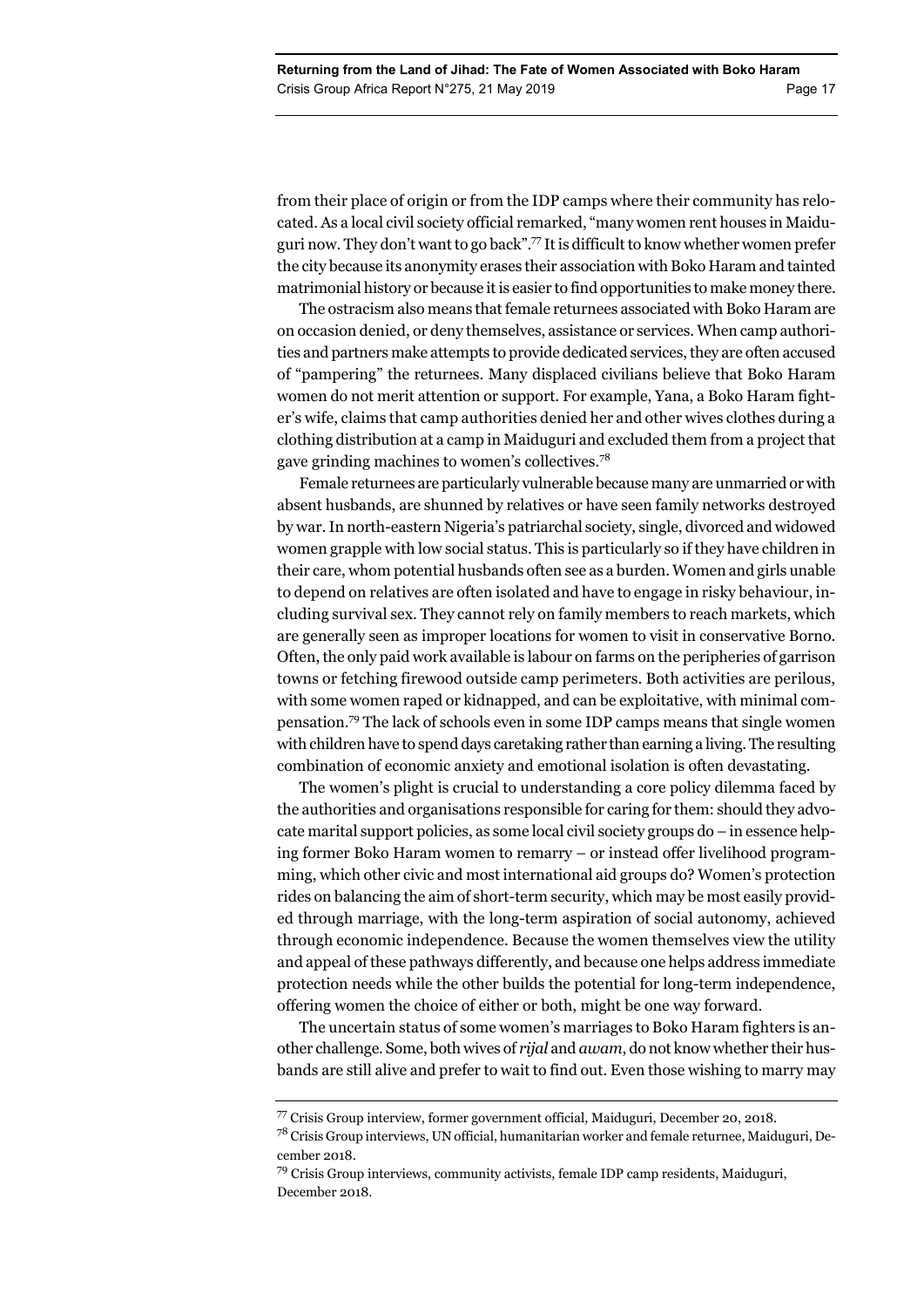from their place of origin or from the IDP camps where their community has relocated. As a local civil society official remarked, "many women rent houses in Maiduguri now. They don't want to go back".[77] It is difficult to know whether women prefer the city because its anonymity erases their association with Boko Haram and tainted matrimonial history or because it is easier to find opportunities to make money there.

The ostracism also means that female returnees associated with Boko Haram are on occasion denied, or deny themselves, assistance or services. When camp authorities and partners make attempts to provide dedicated services, they are often accused of "pampering" the returnees. Many displaced civilians believe that Boko Haram women do not merit attention or support. For example, Yana, a Boko Haram fighter's wife, claims that camp authorities denied her and other wives clothes during a clothing distribution at a camp in Maiduguri and excluded them from a project that gave grinding machines to women's collectives.[78]

Female returnees are particularly vulnerable because many are unmarried or with absent husbands, are shunned by relatives or have seen family networks destroyed by war. In north-eastern Nigeria's patriarchal society, single, divorced and widowed women grapple with low social status. This is particularly so if they have children in their care, whom potential husbands often see as a burden. Women and girls unable to depend on relatives are often isolated and have to engage in risky behaviour, including survival sex. They cannot rely on family members to reach markets, which are generally seen as improper locations for women to visit in conservative Borno. Often, the only paid work available is labour on farms on the peripheries of garrison towns or fetching firewood outside camp perimeters. Both activities are perilous, with some women raped or kidnapped, and can be exploitative, with minimal compensation.[79] The lack of schools even in some IDP camps means that single women with children have to spend days caretaking rather than earning a living. The resulting combination of economic anxiety and emotional isolation is often devastating.

The women's plight is crucial to understanding a core policy dilemma faced by the authorities and organisations responsible for caring for them: should they advocate marital support policies, as some local civil society groups do – in essence helping former Boko Haram women to remarry – or instead offer livelihood programming, which other civic and most international aid groups do? Women's protection rides on balancing the aim of short-term security, which may be most easily provided through marriage, with the long-term aspiration of social autonomy, achieved through economic independence. Because the women themselves view the utility and appeal of these pathways differently, and because one helps address immediate protection needs while the other builds the potential for long-term independence, offering women the choice of either or both, might be one way forward.

The uncertain status of some women's marriages to Boko Haram fighters is another challenge. Some, both wives of *rijal* and *awam*, do not know whether their husbands are still alive and prefer to wait to find out. Even those wishing to marry may

---

[77] Crisis Group interview, former government official, Maiduguri, December 20, 2018.

[78] Crisis Group interviews, UN official, humanitarian worker and female returnee, Maiduguri, December 2018.

[79] Crisis Group interviews, community activists, female IDP camp residents, Maiduguri, December 2018.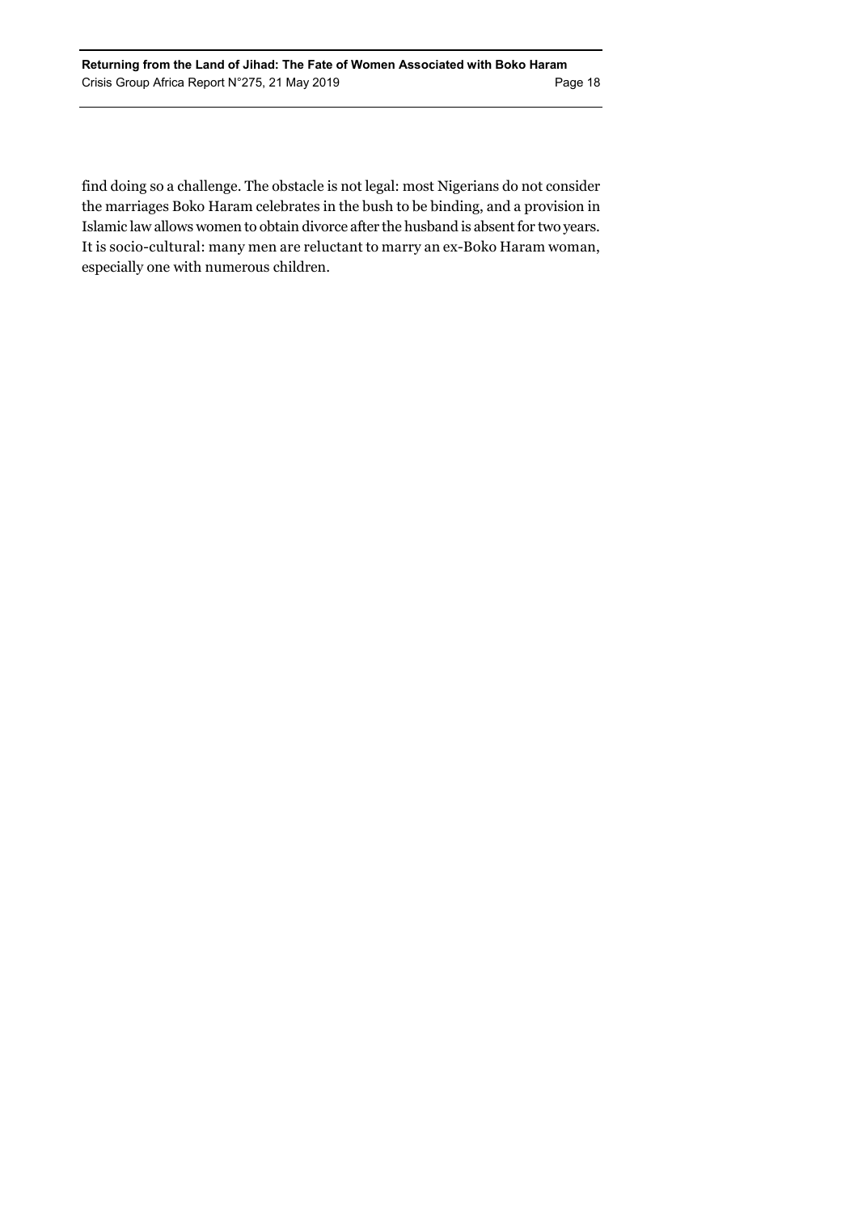find doing so a challenge. The obstacle is not legal: most Nigerians do not consider the marriages Boko Haram celebrates in the bush to be binding, and a provision in Islamic law allows women to obtain divorce after the husband is absent for two years. It is socio-cultural: many men are reluctant to marry an ex-Boko Haram woman, especially one with numerous children.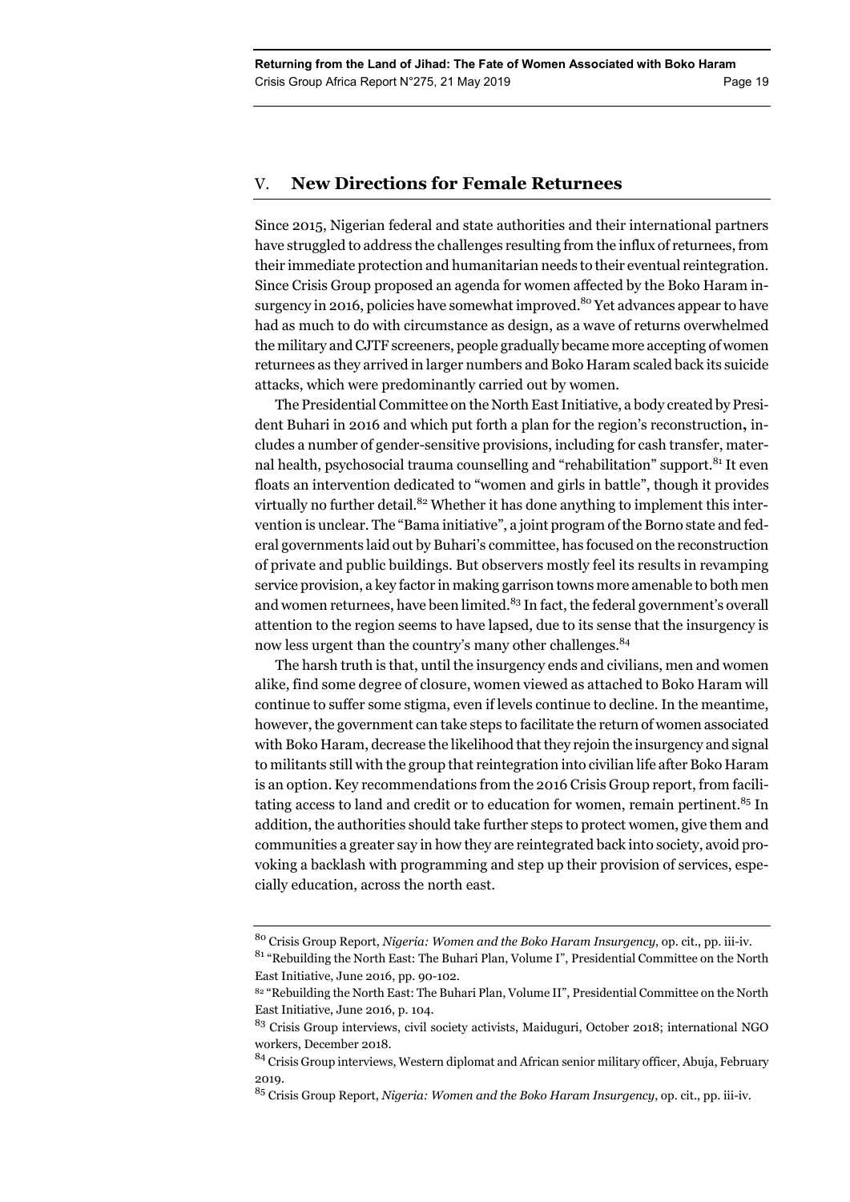## V. New Directions for Female Returnees

Since 2015, Nigerian federal and state authorities and their international partners have struggled to address the challenges resulting from the influx of returnees, from their immediate protection and humanitarian needs to their eventual reintegration. Since Crisis Group proposed an agenda for women affected by the Boko Haram insurgency in 2016, policies have somewhat improved.[80] Yet advances appear to have had as much to do with circumstance as design, as a wave of returns overwhelmed the military and CJTF screeners, people gradually became more accepting of women returnees as they arrived in larger numbers and Boko Haram scaled back its suicide attacks, which were predominantly carried out by women.

The Presidential Committee on the North East Initiative, a body created by President Buhari in 2016 and which put forth a plan for the region's reconstruction, includes a number of gender-sensitive provisions, including for cash transfer, maternal health, psychosocial trauma counselling and "rehabilitation" support.[81] It even floats an intervention dedicated to "women and girls in battle", though it provides virtually no further detail.[82] Whether it has done anything to implement this intervention is unclear. The "Bama initiative", a joint program of the Borno state and federal governments laid out by Buhari's committee, has focused on the reconstruction of private and public buildings. But observers mostly feel its results in revamping service provision, a key factor in making garrison towns more amenable to both men and women returnees, have been limited.[83] In fact, the federal government's overall attention to the region seems to have lapsed, due to its sense that the insurgency is now less urgent than the country's many other challenges.[84]

The harsh truth is that, until the insurgency ends and civilians, men and women alike, find some degree of closure, women viewed as attached to Boko Haram will continue to suffer some stigma, even if levels continue to decline. In the meantime, however, the government can take steps to facilitate the return of women associated with Boko Haram, decrease the likelihood that they rejoin the insurgency and signal to militants still with the group that reintegration into civilian life after Boko Haram is an option. Key recommendations from the 2016 Crisis Group report, from facilitating access to land and credit or to education for women, remain pertinent.[85] In addition, the authorities should take further steps to protect women, give them and communities a greater say in how they are reintegrated back into society, avoid provoking a backlash with programming and step up their provision of services, especially education, across the north east.

---

[80] Crisis Group Report, *Nigeria: Women and the Boko Haram Insurgency*, op. cit., pp. iii-iv.

[81] "Rebuilding the North East: The Buhari Plan, Volume I", Presidential Committee on the North East Initiative, June 2016, pp. 90-102.

[82] "Rebuilding the North East: The Buhari Plan, Volume II", Presidential Committee on the North East Initiative, June 2016, p. 104.

[83] Crisis Group interviews, civil society activists, Maiduguri, October 2018; international NGO workers, December 2018.

[84] Crisis Group interviews, Western diplomat and African senior military officer, Abuja, February 2019.

[85] Crisis Group Report, *Nigeria: Women and the Boko Haram Insurgency*, op. cit., pp. iii-iv.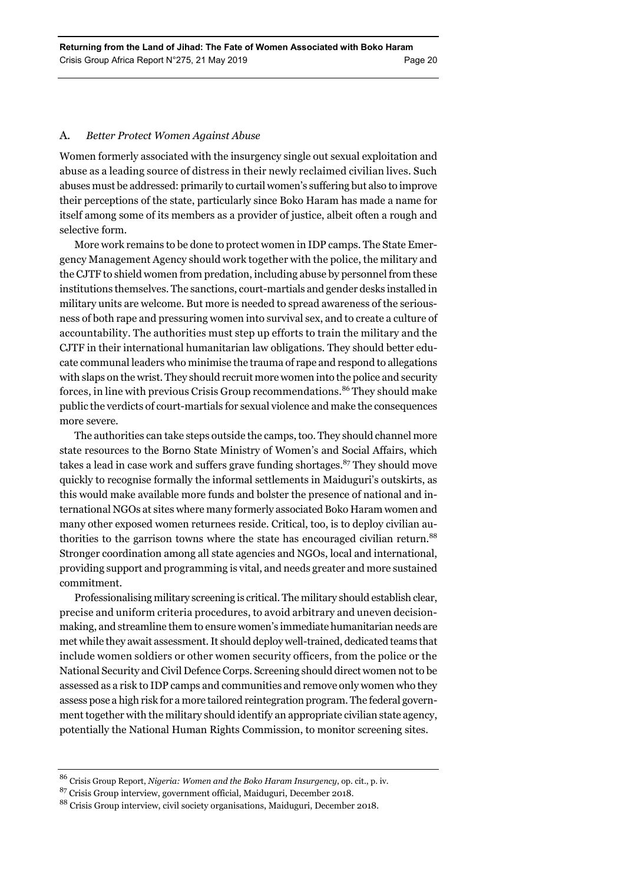### A. *Better Protect Women Against Abuse*

Women formerly associated with the insurgency single out sexual exploitation and abuse as a leading source of distress in their newly reclaimed civilian lives. Such abuses must be addressed: primarily to curtail women's suffering but also to improve their perceptions of the state, particularly since Boko Haram has made a name for itself among some of its members as a provider of justice, albeit often a rough and selective form.

More work remains to be done to protect women in IDP camps. The State Emergency Management Agency should work together with the police, the military and the CJTF to shield women from predation, including abuse by personnel from these institutions themselves. The sanctions, court-martials and gender desks installed in military units are welcome. But more is needed to spread awareness of the seriousness of both rape and pressuring women into survival sex, and to create a culture of accountability. The authorities must step up efforts to train the military and the CJTF in their international humanitarian law obligations. They should better educate communal leaders who minimise the trauma of rape and respond to allegations with slaps on the wrist. They should recruit more women into the police and security forces, in line with previous Crisis Group recommendations.[86] They should make public the verdicts of court-martials for sexual violence and make the consequences more severe.

The authorities can take steps outside the camps, too. They should channel more state resources to the Borno State Ministry of Women's and Social Affairs, which takes a lead in case work and suffers grave funding shortages.[87] They should move quickly to recognise formally the informal settlements in Maiduguri's outskirts, as this would make available more funds and bolster the presence of national and international NGOs at sites where many formerly associated Boko Haram women and many other exposed women returnees reside. Critical, too, is to deploy civilian authorities to the garrison towns where the state has encouraged civilian return.[88] Stronger coordination among all state agencies and NGOs, local and international, providing support and programming is vital, and needs greater and more sustained commitment.

Professionalising military screening is critical. The military should establish clear, precise and uniform criteria procedures, to avoid arbitrary and uneven decision-making, and streamline them to ensure women's immediate humanitarian needs are met while they await assessment. It should deploy well-trained, dedicated teams that include women soldiers or other women security officers, from the police or the National Security and Civil Defence Corps. Screening should direct women not to be assessed as a risk to IDP camps and communities and remove only women who they assess pose a high risk for a more tailored reintegration program. The federal government together with the military should identify an appropriate civilian state agency, potentially the National Human Rights Commission, to monitor screening sites.

---

[86] Crisis Group Report, *Nigeria: Women and the Boko Haram Insurgency*, op. cit., p. iv.

[87] Crisis Group interview, government official, Maiduguri, December 2018.

[88] Crisis Group interview, civil society organisations, Maiduguri, December 2018.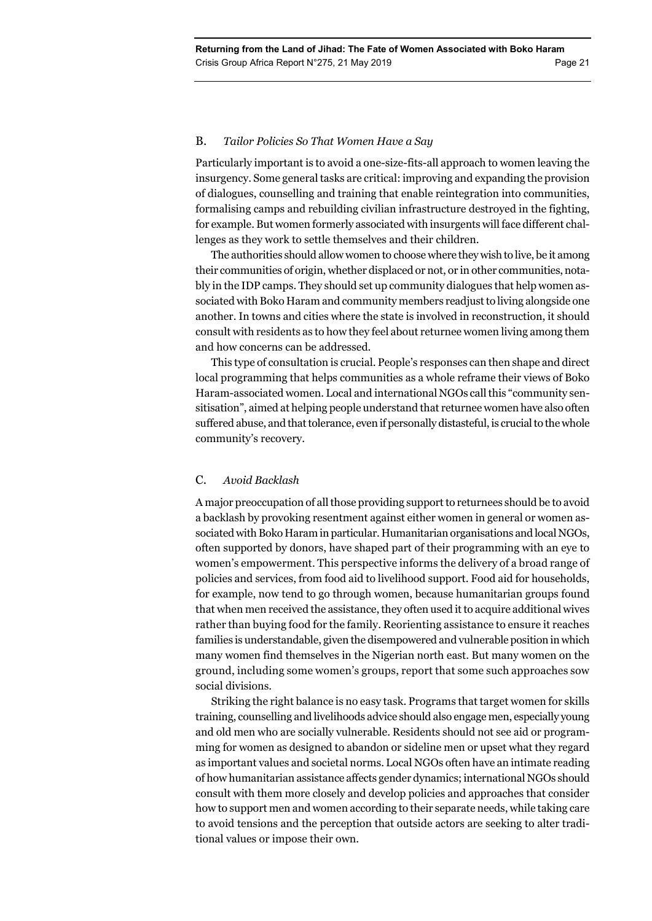### B. *Tailor Policies So That Women Have a Say*

Particularly important is to avoid a one-size-fits-all approach to women leaving the insurgency. Some general tasks are critical: improving and expanding the provision of dialogues, counselling and training that enable reintegration into communities, formalising camps and rebuilding civilian infrastructure destroyed in the fighting, for example. But women formerly associated with insurgents will face different challenges as they work to settle themselves and their children.

The authorities should allow women to choose where they wish to live, be it among their communities of origin, whether displaced or not, or in other communities, notably in the IDP camps. They should set up community dialogues that help women associated with Boko Haram and community members readjust to living alongside one another. In towns and cities where the state is involved in reconstruction, it should consult with residents as to how they feel about returnee women living among them and how concerns can be addressed.

This type of consultation is crucial. People's responses can then shape and direct local programming that helps communities as a whole reframe their views of Boko Haram-associated women. Local and international NGOs call this "community sensitisation", aimed at helping people understand that returnee women have also often suffered abuse, and that tolerance, even if personally distasteful, is crucial to the whole community's recovery.

### C. *Avoid Backlash*

A major preoccupation of all those providing support to returnees should be to avoid a backlash by provoking resentment against either women in general or women associated with Boko Haram in particular. Humanitarian organisations and local NGOs, often supported by donors, have shaped part of their programming with an eye to women's empowerment. This perspective informs the delivery of a broad range of policies and services, from food aid to livelihood support. Food aid for households, for example, now tend to go through women, because humanitarian groups found that when men received the assistance, they often used it to acquire additional wives rather than buying food for the family. Reorienting assistance to ensure it reaches families is understandable, given the disempowered and vulnerable position in which many women find themselves in the Nigerian north east. But many women on the ground, including some women's groups, report that some such approaches sow social divisions.

Striking the right balance is no easy task. Programs that target women for skills training, counselling and livelihoods advice should also engage men, especially young and old men who are socially vulnerable. Residents should not see aid or programming for women as designed to abandon or sideline men or upset what they regard as important values and societal norms. Local NGOs often have an intimate reading of how humanitarian assistance affects gender dynamics; international NGOs should consult with them more closely and develop policies and approaches that consider how to support men and women according to their separate needs, while taking care to avoid tensions and the perception that outside actors are seeking to alter traditional values or impose their own.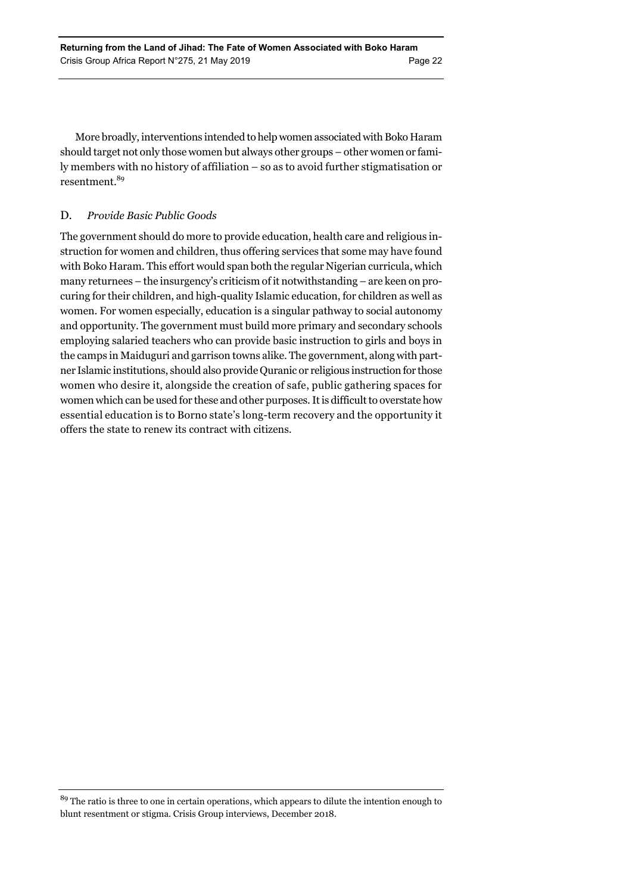More broadly, interventions intended to help women associated with Boko Haram should target not only those women but always other groups – other women or family members with no history of affiliation – so as to avoid further stigmatisation or resentment.[89]

### D. *Provide Basic Public Goods*

The government should do more to provide education, health care and religious instruction for women and children, thus offering services that some may have found with Boko Haram. This effort would span both the regular Nigerian curricula, which many returnees – the insurgency's criticism of it notwithstanding – are keen on procuring for their children, and high-quality Islamic education, for children as well as women. For women especially, education is a singular pathway to social autonomy and opportunity. The government must build more primary and secondary schools employing salaried teachers who can provide basic instruction to girls and boys in the camps in Maiduguri and garrison towns alike. The government, along with partner Islamic institutions, should also provide Quranic or religious instruction for those women who desire it, alongside the creation of safe, public gathering spaces for women which can be used for these and other purposes. It is difficult to overstate how essential education is to Borno state's long-term recovery and the opportunity it offers the state to renew its contract with citizens.

---

[89] The ratio is three to one in certain operations, which appears to dilute the intention enough to blunt resentment or stigma. Crisis Group interviews, December 2018.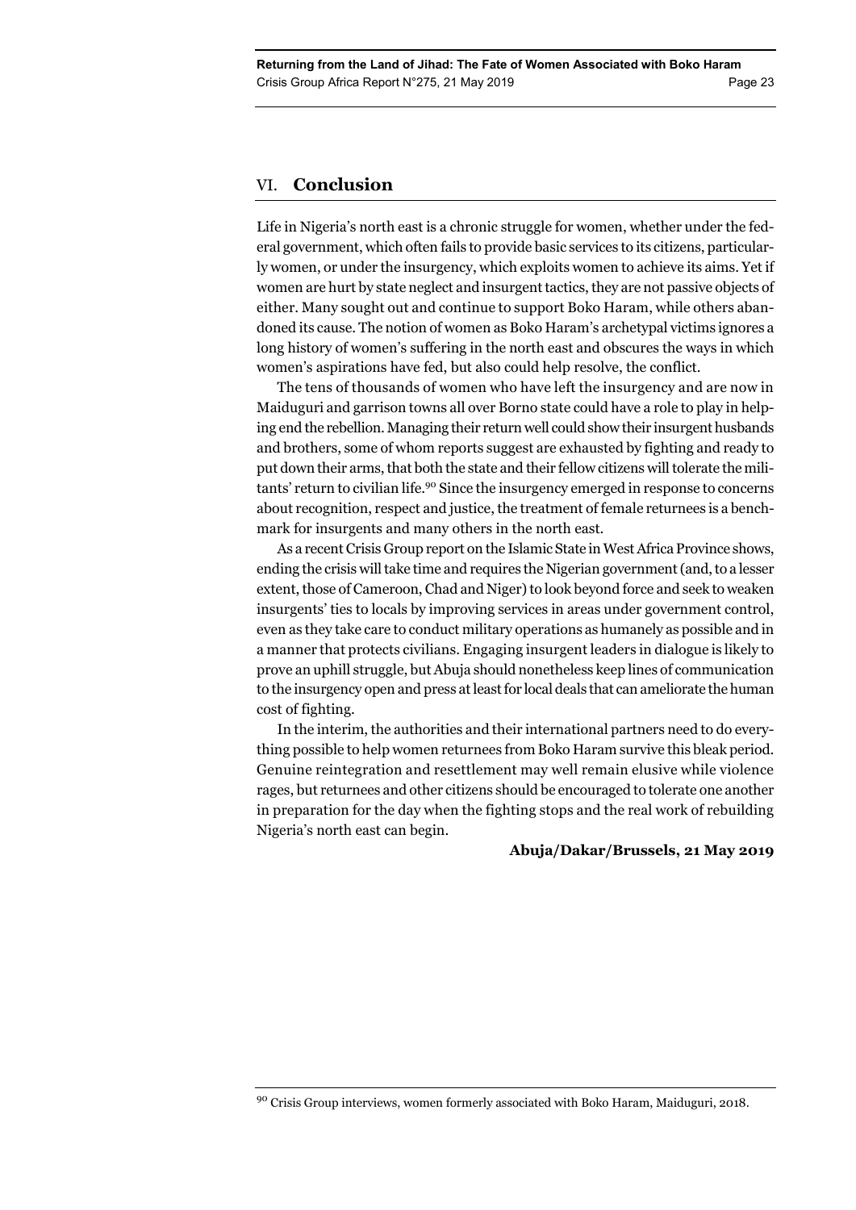## VI. Conclusion

Life in Nigeria's north east is a chronic struggle for women, whether under the federal government, which often fails to provide basic services to its citizens, particularly women, or under the insurgency, which exploits women to achieve its aims. Yet if women are hurt by state neglect and insurgent tactics, they are not passive objects of either. Many sought out and continue to support Boko Haram, while others abandoned its cause. The notion of women as Boko Haram's archetypal victims ignores a long history of women's suffering in the north east and obscures the ways in which women's aspirations have fed, but also could help resolve, the conflict.

The tens of thousands of women who have left the insurgency and are now in Maiduguri and garrison towns all over Borno state could have a role to play in helping end the rebellion. Managing their return well could show their insurgent husbands and brothers, some of whom reports suggest are exhausted by fighting and ready to put down their arms, that both the state and their fellow citizens will tolerate the militants' return to civilian life.[90] Since the insurgency emerged in response to concerns about recognition, respect and justice, the treatment of female returnees is a benchmark for insurgents and many others in the north east.

As a recent Crisis Group report on the Islamic State in West Africa Province shows, ending the crisis will take time and requires the Nigerian government (and, to a lesser extent, those of Cameroon, Chad and Niger) to look beyond force and seek to weaken insurgents' ties to locals by improving services in areas under government control, even as they take care to conduct military operations as humanely as possible and in a manner that protects civilians. Engaging insurgent leaders in dialogue is likely to prove an uphill struggle, but Abuja should nonetheless keep lines of communication to the insurgency open and press at least for local deals that can ameliorate the human cost of fighting.

In the interim, the authorities and their international partners need to do everything possible to help women returnees from Boko Haram survive this bleak period. Genuine reintegration and resettlement may well remain elusive while violence rages, but returnees and other citizens should be encouraged to tolerate one another in preparation for the day when the fighting stops and the real work of rebuilding Nigeria's north east can begin.

**Abuja/Dakar/Brussels, 21 May 2019**

---

[90] Crisis Group interviews, women formerly associated with Boko Haram, Maiduguri, 2018.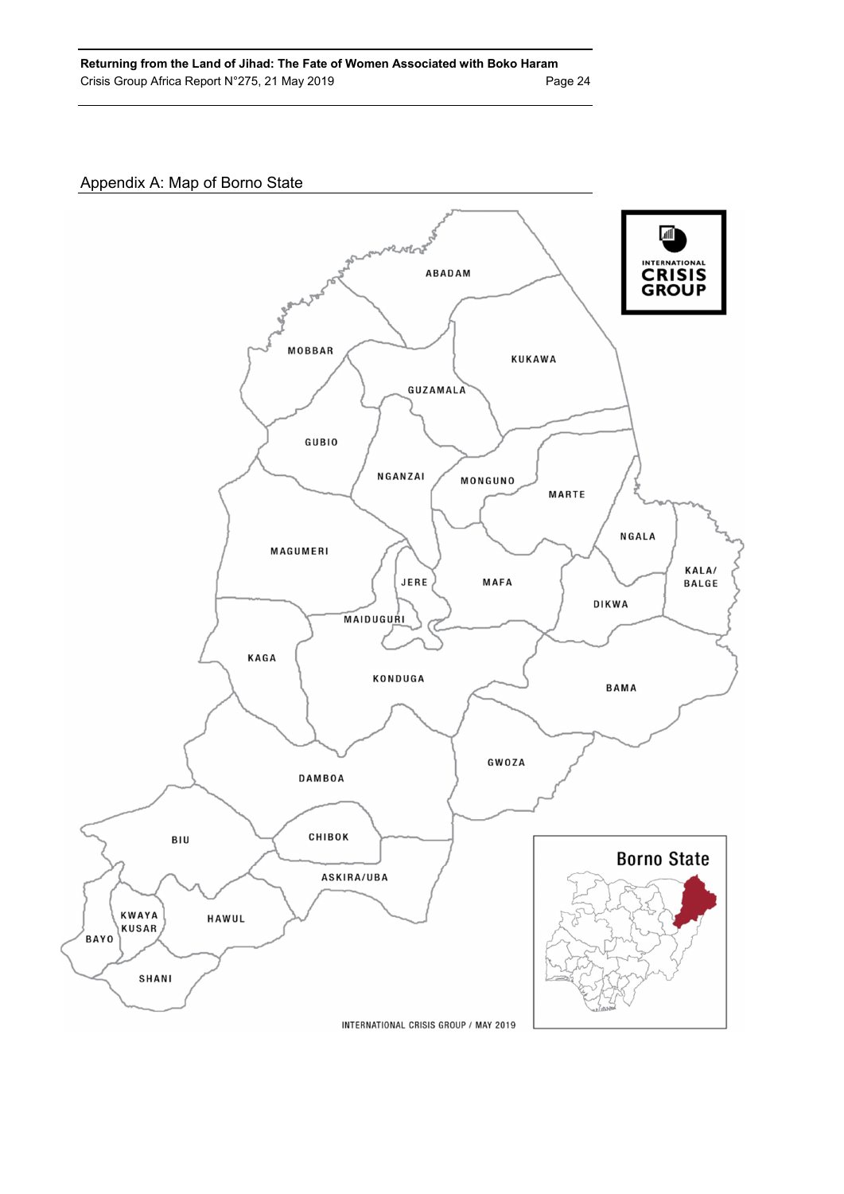## Appendix A: Map of Borno State

ABADAM

MOBBAR

KUKAWA

GUZAMALA

GUBIO

NGANZAI

MONGUNO

MARTE

NGALA

MAGUMERI

JERE

MAFA

KALA/ BALGE

DIKWA

MAIDUGURI

KAGA

KONDUGA

BAMA

GWOZA

DAMBOA

CHIBOK

BIU

ASKIRA/UBA

KWAYA KUSAR

HAWUL

BAYO

SHANI

Borno State

INTERNATIONAL CRISIS GROUP / MAY 2019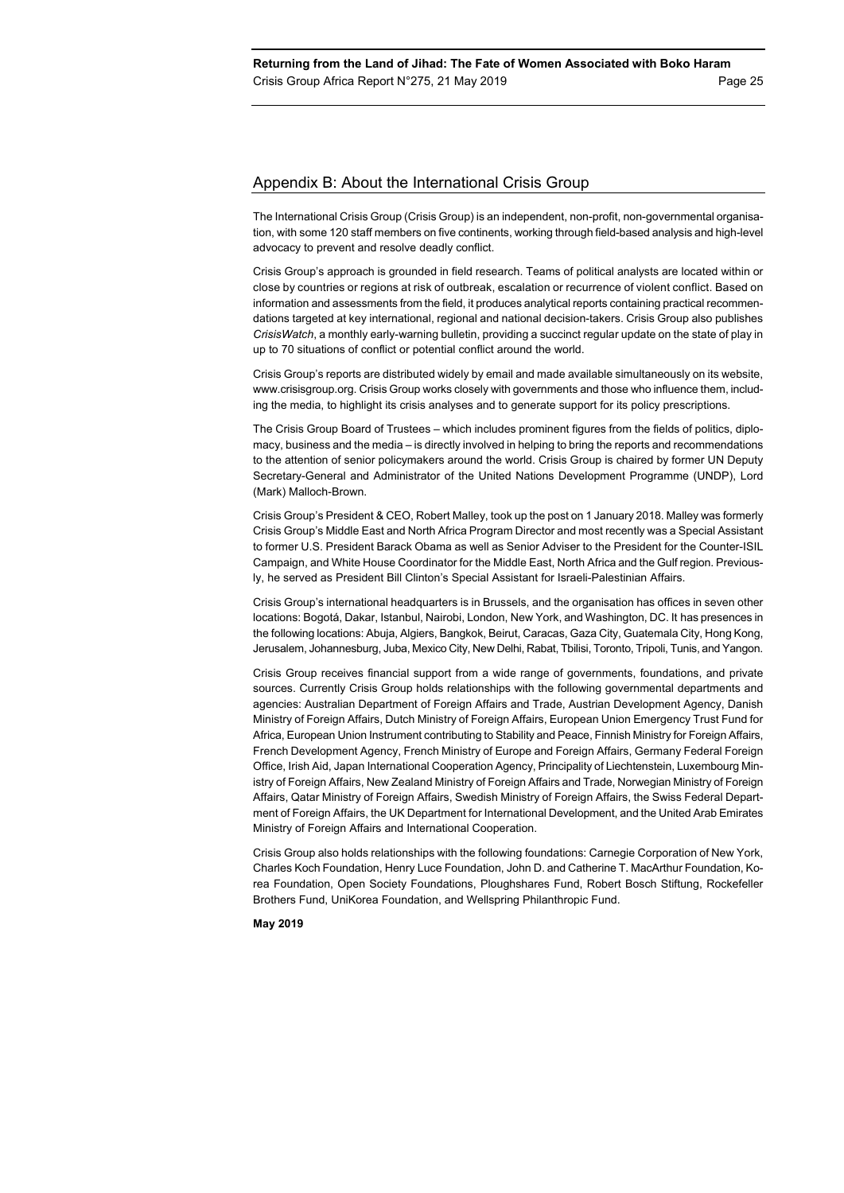## Appendix B: About the International Crisis Group

The International Crisis Group (Crisis Group) is an independent, non-profit, non-governmental organisation, with some 120 staff members on five continents, working through field-based analysis and high-level advocacy to prevent and resolve deadly conflict.

Crisis Group's approach is grounded in field research. Teams of political analysts are located within or close by countries or regions at risk of outbreak, escalation or recurrence of violent conflict. Based on information and assessments from the field, it produces analytical reports containing practical recommendations targeted at key international, regional and national decision-takers. Crisis Group also publishes *CrisisWatch*, a monthly early-warning bulletin, providing a succinct regular update on the state of play in up to 70 situations of conflict or potential conflict around the world.

Crisis Group's reports are distributed widely by email and made available simultaneously on its website, www.crisisgroup.org. Crisis Group works closely with governments and those who influence them, including the media, to highlight its crisis analyses and to generate support for its policy prescriptions.

The Crisis Group Board of Trustees – which includes prominent figures from the fields of politics, diplomacy, business and the media – is directly involved in helping to bring the reports and recommendations to the attention of senior policymakers around the world. Crisis Group is chaired by former UN Deputy Secretary-General and Administrator of the United Nations Development Programme (UNDP), Lord (Mark) Malloch-Brown.

Crisis Group's President & CEO, Robert Malley, took up the post on 1 January 2018. Malley was formerly Crisis Group's Middle East and North Africa Program Director and most recently was a Special Assistant to former U.S. President Barack Obama as well as Senior Adviser to the President for the Counter-ISIL Campaign, and White House Coordinator for the Middle East, North Africa and the Gulf region. Previously, he served as President Bill Clinton's Special Assistant for Israeli-Palestinian Affairs.

Crisis Group's international headquarters is in Brussels, and the organisation has offices in seven other locations: Bogotá, Dakar, Istanbul, Nairobi, London, New York, and Washington, DC. It has presences in the following locations: Abuja, Algiers, Bangkok, Beirut, Caracas, Gaza City, Guatemala City, Hong Kong, Jerusalem, Johannesburg, Juba, Mexico City, New Delhi, Rabat, Tbilisi, Toronto, Tripoli, Tunis, and Yangon.

Crisis Group receives financial support from a wide range of governments, foundations, and private sources. Currently Crisis Group holds relationships with the following governmental departments and agencies: Australian Department of Foreign Affairs and Trade, Austrian Development Agency, Danish Ministry of Foreign Affairs, Dutch Ministry of Foreign Affairs, European Union Emergency Trust Fund for Africa, European Union Instrument contributing to Stability and Peace, Finnish Ministry for Foreign Affairs, French Development Agency, French Ministry of Europe and Foreign Affairs, Germany Federal Foreign Office, Irish Aid, Japan International Cooperation Agency, Principality of Liechtenstein, Luxembourg Ministry of Foreign Affairs, New Zealand Ministry of Foreign Affairs and Trade, Norwegian Ministry of Foreign Affairs, Qatar Ministry of Foreign Affairs, Swedish Ministry of Foreign Affairs, the Swiss Federal Department of Foreign Affairs, the UK Department for International Development, and the United Arab Emirates Ministry of Foreign Affairs and International Cooperation.

Crisis Group also holds relationships with the following foundations: Carnegie Corporation of New York, Charles Koch Foundation, Henry Luce Foundation, John D. and Catherine T. MacArthur Foundation, Korea Foundation, Open Society Foundations, Ploughshares Fund, Robert Bosch Stiftung, Rockefeller Brothers Fund, UniKorea Foundation, and Wellspring Philanthropic Fund.

**May 2019**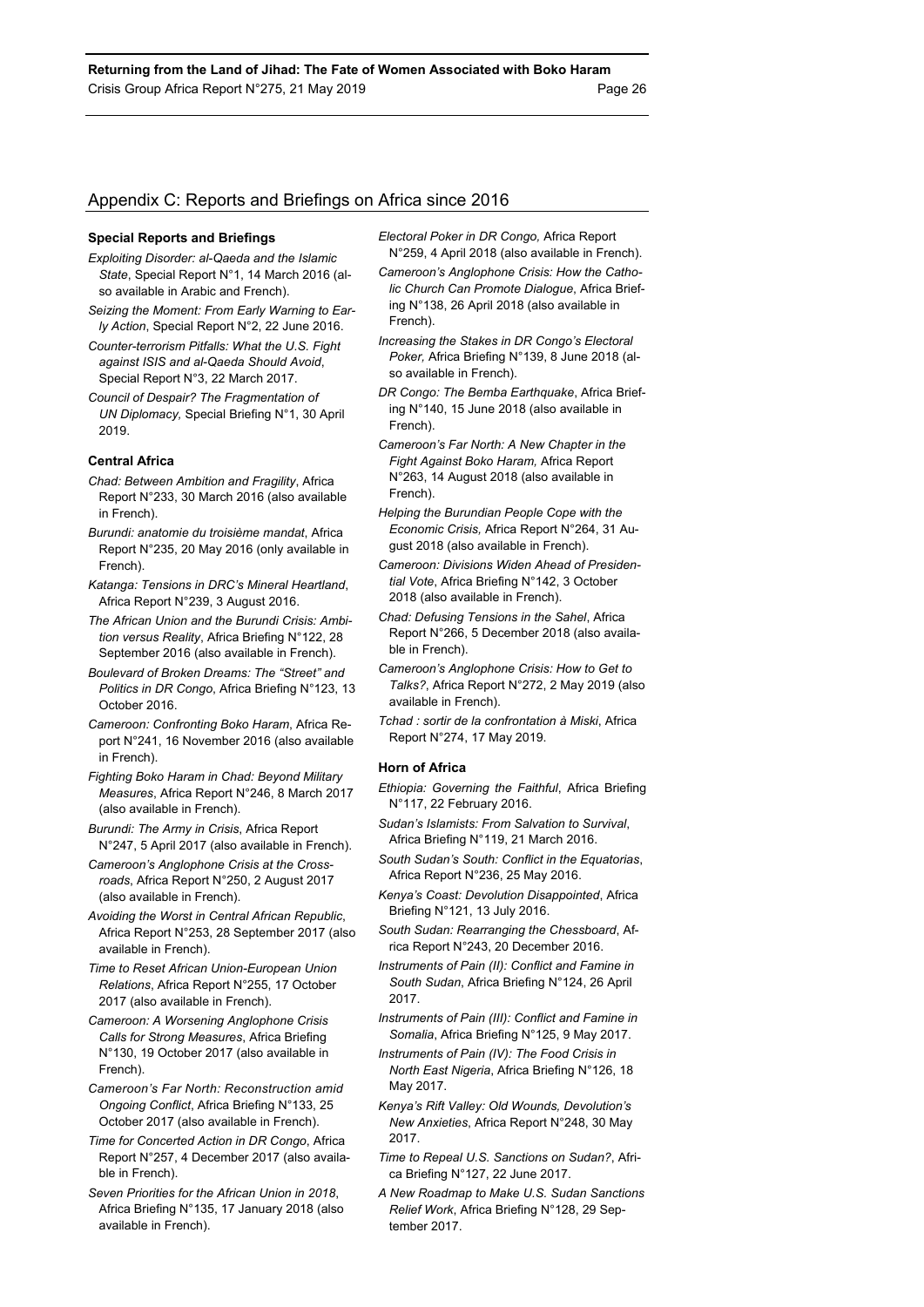## Appendix C: Reports and Briefings on Africa since 2016

### Special Reports and Briefings

*Exploiting Disorder: al-Qaeda and the Islamic State*, Special Report N°1, 14 March 2016 (also available in Arabic and French).

*Seizing the Moment: From Early Warning to Early Action*, Special Report N°2, 22 June 2016.

*Counter-terrorism Pitfalls: What the U.S. Fight against ISIS and al-Qaeda Should Avoid*, Special Report N°3, 22 March 2017.

*Council of Despair? The Fragmentation of UN Diplomacy,* Special Briefing N°1, 30 April 2019.

### Central Africa

*Chad: Between Ambition and Fragility*, Africa Report N°233, 30 March 2016 (also available in French).

*Burundi: anatomie du troisième mandat*, Africa Report N°235, 20 May 2016 (only available in French).

*Katanga: Tensions in DRC's Mineral Heartland*, Africa Report N°239, 3 August 2016.

*The African Union and the Burundi Crisis: Ambition versus Reality*, Africa Briefing N°122, 28 September 2016 (also available in French).

*Boulevard of Broken Dreams: The "Street" and Politics in DR Congo*, Africa Briefing N°123, 13 October 2016.

*Cameroon: Confronting Boko Haram*, Africa Report N°241, 16 November 2016 (also available in French).

*Fighting Boko Haram in Chad: Beyond Military Measures*, Africa Report N°246, 8 March 2017 (also available in French).

*Burundi: The Army in Crisis*, Africa Report N°247, 5 April 2017 (also available in French).

*Cameroon's Anglophone Crisis at the Crossroads*, Africa Report N°250, 2 August 2017 (also available in French).

*Avoiding the Worst in Central African Republic*, Africa Report N°253, 28 September 2017 (also available in French).

*Time to Reset African Union-European Union Relations*, Africa Report N°255, 17 October 2017 (also available in French).

*Cameroon: A Worsening Anglophone Crisis Calls for Strong Measures*, Africa Briefing N°130, 19 October 2017 (also available in French).

*Cameroon's Far North: Reconstruction amid Ongoing Conflict*, Africa Briefing N°133, 25 October 2017 (also available in French).

*Time for Concerted Action in DR Congo*, Africa Report N°257, 4 December 2017 (also available in French).

*Seven Priorities for the African Union in 2018*, Africa Briefing N°135, 17 January 2018 (also available in French).

*Electoral Poker in DR Congo,* Africa Report N°259, 4 April 2018 (also available in French).

*Cameroon's Anglophone Crisis: How the Catholic Church Can Promote Dialogue*, Africa Briefing N°138, 26 April 2018 (also available in French).

*Increasing the Stakes in DR Congo's Electoral Poker,* Africa Briefing N°139, 8 June 2018 (also available in French).

*DR Congo: The Bemba Earthquake*, Africa Briefing N°140, 15 June 2018 (also available in French).

*Cameroon's Far North: A New Chapter in the Fight Against Boko Haram,* Africa Report N°263, 14 August 2018 (also available in French).

*Helping the Burundian People Cope with the Economic Crisis,* Africa Report N°264, 31 August 2018 (also available in French).

*Cameroon: Divisions Widen Ahead of Presidential Vote*, Africa Briefing N°142, 3 October 2018 (also available in French).

*Chad: Defusing Tensions in the Sahel*, Africa Report N°266, 5 December 2018 (also available in French).

*Cameroon's Anglophone Crisis: How to Get to Talks?*, Africa Report N°272, 2 May 2019 (also available in French).

*Tchad : sortir de la confrontation à Miski*, Africa Report N°274, 17 May 2019.

### Horn of Africa

*Ethiopia: Governing the Faithful*, Africa Briefing N°117, 22 February 2016.

*Sudan's Islamists: From Salvation to Survival*, Africa Briefing N°119, 21 March 2016.

*South Sudan's South: Conflict in the Equatorias*, Africa Report N°236, 25 May 2016.

*Kenya's Coast: Devolution Disappointed*, Africa Briefing N°121, 13 July 2016.

*South Sudan: Rearranging the Chessboard*, Africa Report N°243, 20 December 2016.

*Instruments of Pain (II): Conflict and Famine in South Sudan,* Africa Briefing N°124, 26 April 2017.

*Instruments of Pain (III): Conflict and Famine in Somalia*, Africa Briefing N°125, 9 May 2017.

*Instruments of Pain (IV): The Food Crisis in North East Nigeria*, Africa Briefing N°126, 18 May 2017.

*Kenya's Rift Valley: Old Wounds, Devolution's New Anxieties*, Africa Report N°248, 30 May 2017.

*Time to Repeal U.S. Sanctions on Sudan?*, Africa Briefing N°127, 22 June 2017.

*A New Roadmap to Make U.S. Sudan Sanctions Relief Work*, Africa Briefing N°128, 29 September 2017.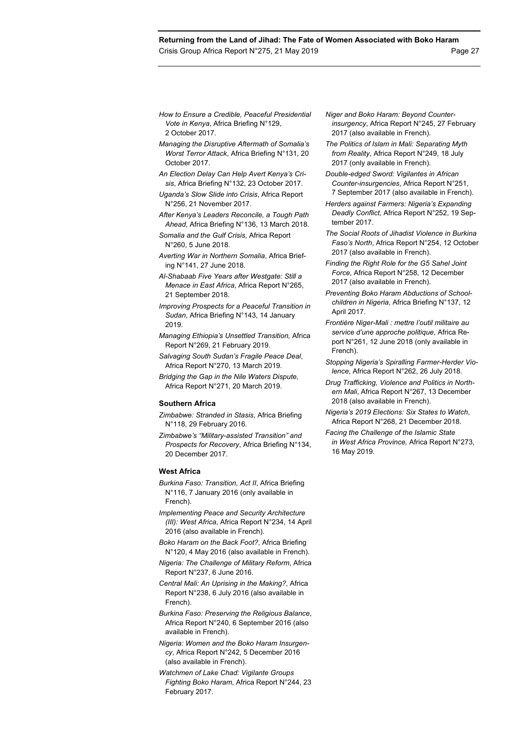*How to Ensure a Credible, Peaceful Presidential Vote in Kenya*, Africa Briefing N°129, 2 October 2017.

*Managing the Disruptive Aftermath of Somalia's Worst Terror Attack*, Africa Briefing N°131, 20 October 2017.

*An Election Delay Can Help Avert Kenya's Crisis*, Africa Briefing N°132, 23 October 2017.

*Uganda's Slow Slide into Crisis*, Africa Report N°256, 21 November 2017.

*After Kenya's Leaders Reconcile, a Tough Path Ahead*, Africa Briefing N°136, 13 March 2018.

*Somalia and the Gulf Crisis*, Africa Report N°260, 5 June 2018.

*Averting War in Northern Somalia*, Africa Briefing N°141, 27 June 2018.

*Al-Shabaab Five Years after Westgate: Still a Menace in East Africa*, Africa Report N°265, 21 September 2018.

*Improving Prospects for a Peaceful Transition in Sudan*, Africa Briefing N°143, 14 January 2019.

*Managing Ethiopia's Unsettled Transition,* Africa Report N°269, 21 February 2019.

*Salvaging South Sudan's Fragile Peace Deal*, Africa Report N°270, 13 March 2019.

*Bridging the Gap in the Nile Waters Dispute,* Africa Report N°271, 20 March 2019.

**Southern Africa**

*Zimbabwe: Stranded in Stasis*, Africa Briefing N°118, 29 February 2016.

*Zimbabwe's "Military-assisted Transition" and Prospects for Recovery*, Africa Briefing N°134, 20 December 2017.

**West Africa**

*Burkina Faso: Transition, Act II*, Africa Briefing N°116, 7 January 2016 (only available in French).

*Implementing Peace and Security Architecture (III): West Africa*, Africa Report N°234, 14 April 2016 (also available in French).

*Boko Haram on the Back Foot?*, Africa Briefing N°120, 4 May 2016 (also available in French).

*Nigeria: The Challenge of Military Reform*, Africa Report N°237, 6 June 2016.

*Central Mali: An Uprising in the Making?*, Africa Report N°238, 6 July 2016 (also available in French).

*Burkina Faso: Preserving the Religious Balance*, Africa Report N°240, 6 September 2016 (also available in French).

*Nigeria: Women and the Boko Haram Insurgency*, Africa Report N°242, 5 December 2016 (also available in French).

*Watchmen of Lake Chad: Vigilante Groups Fighting Boko Haram*, Africa Report N°244, 23 February 2017.

*Niger and Boko Haram: Beyond Counter-insurgency*, Africa Report N°245, 27 February 2017 (also available in French).

*The Politics of Islam in Mali: Separating Myth from Reality*, Africa Report N°249, 18 July 2017 (only available in French).

*Double-edged Sword: Vigilantes in African Counter-insurgencies*, Africa Report N°251, 7 September 2017 (also available in French).

*Herders against Farmers: Nigeria's Expanding Deadly Conflict*, Africa Report N°252, 19 September 2017.

*The Social Roots of Jihadist Violence in Burkina Faso's North*, Africa Report N°254, 12 October 2017 (also available in French).

*Finding the Right Role for the G5 Sahel Joint Force*, Africa Report N°258, 12 December 2017 (also available in French).

*Preventing Boko Haram Abductions of Schoolchildren in Nigeria*, Africa Briefing N°137, 12 April 2017.

*Frontière Niger-Mali : mettre l'outil militaire au service d'une approche politique*, Africa Report N°261, 12 June 2018 (only available in French).

*Stopping Nigeria's Spiralling Farmer-Herder Violence*, Africa Report N°262, 26 July 2018.

*Drug Trafficking, Violence and Politics in Northern Mali*, Africa Report N°267, 13 December 2018 (also available in French).

*Nigeria's 2019 Elections: Six States to Watch*, Africa Report N°268, 21 December 2018.

*Facing the Challenge of the Islamic State in West Africa Province,* Africa Report N°273, 16 May 2019.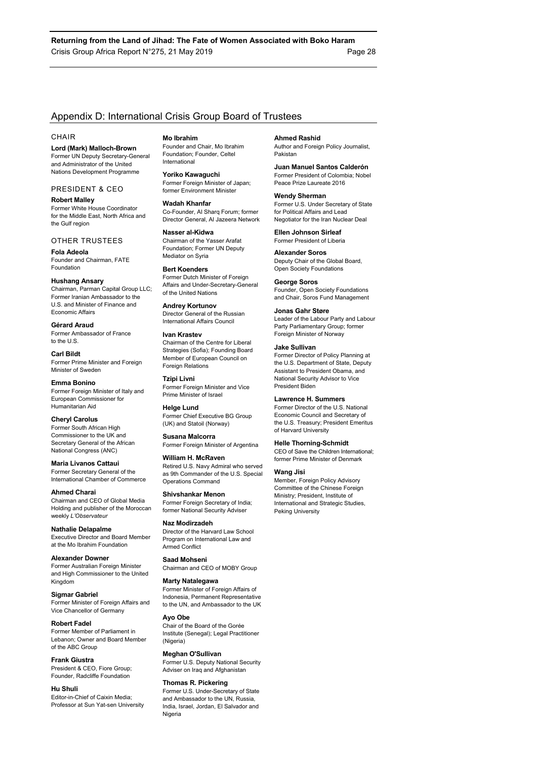## Appendix D: International Crisis Group Board of Trustees

### CHAIR

**Lord (Mark) Malloch-Brown**
Former UN Deputy Secretary-General and Administrator of the United Nations Development Programme

### PRESIDENT & CEO

**Robert Malley**
Former White House Coordinator for the Middle East, North Africa and the Gulf region

### OTHER TRUSTEES

**Fola Adeola**
Founder and Chairman, FATE Foundation

**Hushang Ansary**
Chairman, Parman Capital Group LLC; Former Iranian Ambassador to the U.S. and Minister of Finance and Economic Affairs

**Gérard Araud**
Former Ambassador of France to the U.S.

**Carl Bildt**
Former Prime Minister and Foreign Minister of Sweden

**Emma Bonino**
Former Foreign Minister of Italy and European Commissioner for Humanitarian Aid

**Cheryl Carolus**
Former South African High Commissioner to the UK and Secretary General of the African National Congress (ANC)

**Maria Livanos Cattaui**
Former Secretary General of the International Chamber of Commerce

**Ahmed Charai**
Chairman and CEO of Global Media Holding and publisher of the Moroccan weekly *L'Observateur*

**Nathalie Delapalme**
Executive Director and Board Member at the Mo Ibrahim Foundation

**Alexander Downer**
Former Australian Foreign Minister and High Commissioner to the United Kingdom

**Sigmar Gabriel**
Former Minister of Foreign Affairs and Vice Chancellor of Germany

**Robert Fadel**
Former Member of Parliament in Lebanon; Owner and Board Member of the ABC Group

**Frank Giustra**
President & CEO, Fiore Group; Founder, Radcliffe Foundation

**Hu Shuli**
Editor-in-Chief of Caixin Media; Professor at Sun Yat-sen University

**Mo Ibrahim**
Founder and Chair, Mo Ibrahim Foundation; Founder, Celtel International

**Yoriko Kawaguchi**
Former Foreign Minister of Japan; former Environment Minister

**Wadah Khanfar**
Co-Founder, Al Sharq Forum; former Director General, Al Jazeera Network

**Nasser al-Kidwa**
Chairman of the Yasser Arafat Foundation; Former UN Deputy Mediator on Syria

**Bert Koenders**
Former Dutch Minister of Foreign Affairs and Under-Secretary-General of the United Nations

**Andrey Kortunov**
Director General of the Russian International Affairs Council

**Ivan Krastev**
Chairman of the Centre for Liberal Strategies (Sofia); Founding Board Member of European Council on Foreign Relations

**Tzipi Livni**
Former Foreign Minister and Vice Prime Minister of Israel

**Helge Lund**
Former Chief Executive BG Group (UK) and Statoil (Norway)

**Susana Malcorra**
Former Foreign Minister of Argentina

**William H. McRaven**
Retired U.S. Navy Admiral who served as 9th Commander of the U.S. Special Operations Command

**Shivshankar Menon**
Former Foreign Secretary of India; former National Security Adviser

**Naz Modirzadeh**
Director of the Harvard Law School Program on International Law and Armed Conflict

**Saad Mohseni**
Chairman and CEO of MOBY Group

**Marty Natalegawa**
Former Minister of Foreign Affairs of Indonesia, Permanent Representative to the UN, and Ambassador to the UK

**Ayo Obe**
Chair of the Board of the Gorée Institute (Senegal); Legal Practitioner (Nigeria)

**Meghan O'Sullivan**
Former U.S. Deputy National Security Adviser on Iraq and Afghanistan

**Thomas R. Pickering**
Former U.S. Under-Secretary of State and Ambassador to the UN, Russia, India, Israel, Jordan, El Salvador and Nigeria

**Ahmed Rashid**
Author and Foreign Policy Journalist, Pakistan

**Juan Manuel Santos Calderón**
Former President of Colombia; Nobel Peace Prize Laureate 2016

**Wendy Sherman**
Former U.S. Under Secretary of State for Political Affairs and Lead Negotiator for the Iran Nuclear Deal

**Ellen Johnson Sirleaf**
Former President of Liberia

**Alexander Soros**
Deputy Chair of the Global Board, Open Society Foundations

**George Soros**
Founder, Open Society Foundations and Chair, Soros Fund Management

**Jonas Gahr Støre**
Leader of the Labour Party and Labour Party Parliamentary Group; former Foreign Minister of Norway

**Jake Sullivan**
Former Director of Policy Planning at the U.S. Department of State, Deputy Assistant to President Obama, and National Security Advisor to Vice President Biden

**Lawrence H. Summers**
Former Director of the U.S. National Economic Council and Secretary of the U.S. Treasury; President Emeritus of Harvard University

**Helle Thorning-Schmidt**
CEO of Save the Children International; former Prime Minister of Denmark

**Wang Jisi**
Member, Foreign Policy Advisory Committee of the Chinese Foreign Ministry; President, Institute of International and Strategic Studies, Peking University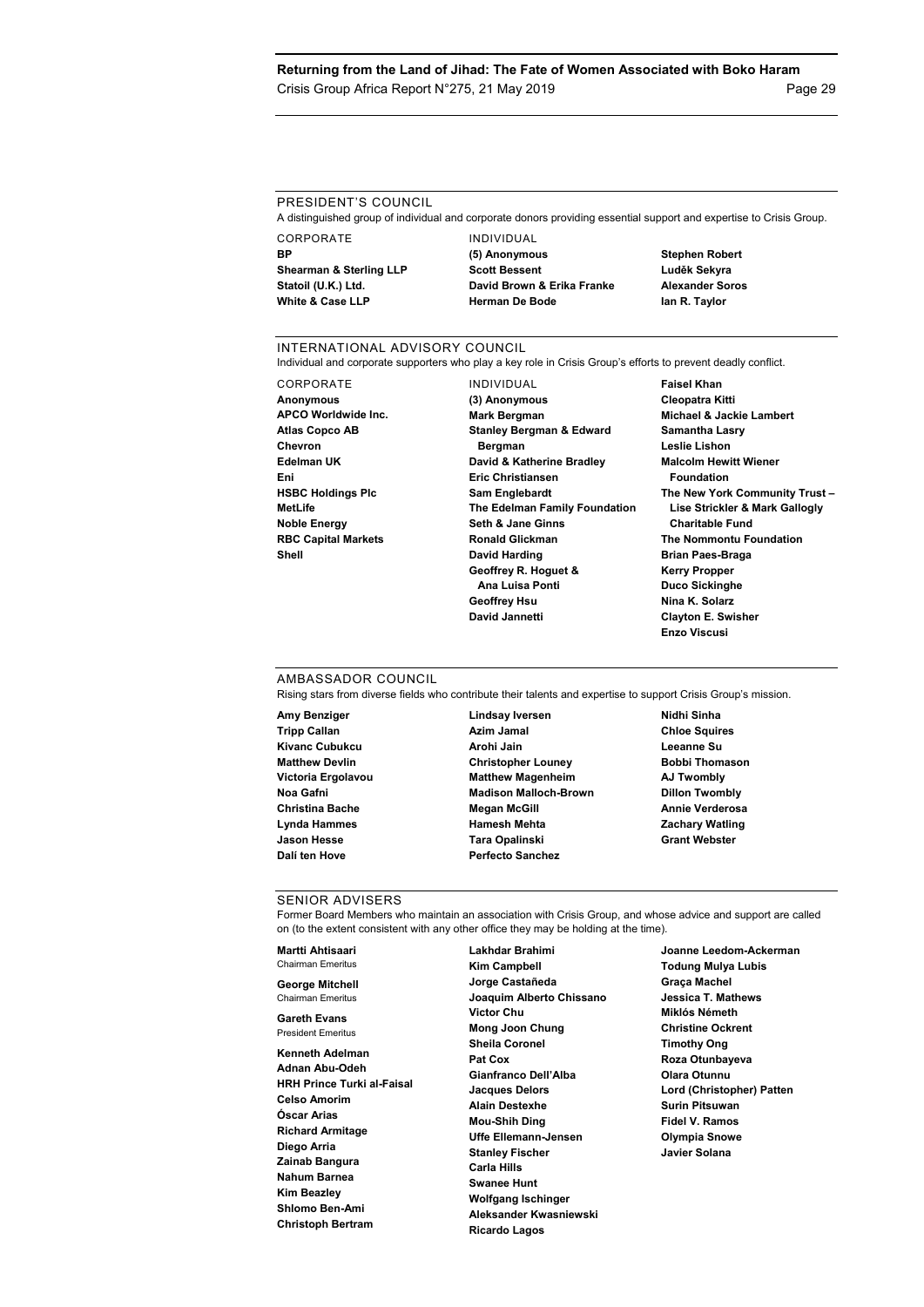## PRESIDENT'S COUNCIL

A distinguished group of individual and corporate donors providing essential support and expertise to Crisis Group.

CORPORATE

**BP**
**Shearman & Sterling LLP**
**Statoil (U.K.) Ltd.**
**White & Case LLP**

INDIVIDUAL

**(5) Anonymous**
**Scott Bessent**
**David Brown & Erika Franke**
**Herman De Bode**
**Stephen Robert**
**Luděk Sekyra**
**Alexander Soros**
**Ian R. Taylor**

## INTERNATIONAL ADVISORY COUNCIL

Individual and corporate supporters who play a key role in Crisis Group's efforts to prevent deadly conflict.

CORPORATE

**Anonymous**
**APCO Worldwide Inc.**
**Atlas Copco AB**
**Chevron**
**Edelman UK**
**Eni**
**HSBC Holdings Plc**
**MetLife**
**Noble Energy**
**RBC Capital Markets**
**Shell**

INDIVIDUAL

**(3) Anonymous**
**Mark Bergman**
**Stanley Bergman & Edward Bergman**
**David & Katherine Bradley**
**Eric Christiansen**
**Sam Englebardt**
**The Edelman Family Foundation**
**Seth & Jane Ginns**
**Ronald Glickman**
**David Harding**
**Geoffrey R. Hoguet & Ana Luisa Ponti**
**Geoffrey Hsu**
**David Jannetti**
**Faisel Khan**
**Cleopatra Kitti**
**Michael & Jackie Lambert**
**Samantha Lasry**
**Leslie Lishon**
**Malcolm Hewitt Wiener Foundation**
**The New York Community Trust – Lise Strickler & Mark Gallogly Charitable Fund**
**The Nommontu Foundation**
**Brian Paes-Braga**
**Kerry Propper**
**Duco Sickinghe**
**Nina K. Solarz**
**Clayton E. Swisher**
**Enzo Viscusi**

## AMBASSADOR COUNCIL

Rising stars from diverse fields who contribute their talents and expertise to support Crisis Group's mission.

**Amy Benziger**
**Tripp Callan**
**Kivanc Cubukcu**
**Matthew Devlin**
**Victoria Ergolavou**
**Noa Gafni**
**Christina Bache**
**Lynda Hammes**
**Jason Hesse**
**Dalí ten Hove**
**Lindsay Iversen**
**Azim Jamal**
**Arohi Jain**
**Christopher Louney**
**Matthew Magenheim**
**Madison Malloch-Brown**
**Megan McGill**
**Hamesh Mehta**
**Tara Opalinski**
**Perfecto Sanchez**
**Nidhi Sinha**
**Chloe Squires**
**Leeanne Su**
**Bobbi Thomason**
**AJ Twombly**
**Dillon Twombly**
**Annie Verderosa**
**Zachary Watling**
**Grant Webster**

## SENIOR ADVISERS

Former Board Members who maintain an association with Crisis Group, and whose advice and support are called on (to the extent consistent with any other office they may be holding at the time).

**Martti Ahtisaari**
Chairman Emeritus

**George Mitchell**
Chairman Emeritus

**Gareth Evans**
President Emeritus

**Kenneth Adelman**
**Adnan Abu-Odeh**
**HRH Prince Turki al-Faisal**
**Celso Amorim**
**Óscar Arias**
**Richard Armitage**
**Diego Arria**
**Zainab Bangura**
**Nahum Barnea**
**Kim Beazley**
**Shlomo Ben-Ami**
**Christoph Bertram**
**Lakhdar Brahimi**
**Kim Campbell**
**Jorge Castañeda**
**Joaquim Alberto Chissano**
**Victor Chu**
**Mong Joon Chung**
**Sheila Coronel**
**Pat Cox**
**Gianfranco Dell'Alba**
**Jacques Delors**
**Alain Destexhe**
**Mou-Shih Ding**
**Uffe Ellemann-Jensen**
**Stanley Fischer**
**Carla Hills**
**Swanee Hunt**
**Wolfgang Ischinger**
**Aleksander Kwasniewski**
**Ricardo Lagos**
**Joanne Leedom-Ackerman**
**Todung Mulya Lubis**
**Graça Machel**
**Jessica T. Mathews**
**Miklós Németh**
**Christine Ockrent**
**Timothy Ong**
**Roza Otunbayeva**
**Olara Otunnu**
**Lord (Christopher) Patten**
**Surin Pitsuwan**
**Fidel V. Ramos**
**Olympia Snowe**
**Javier Solana**